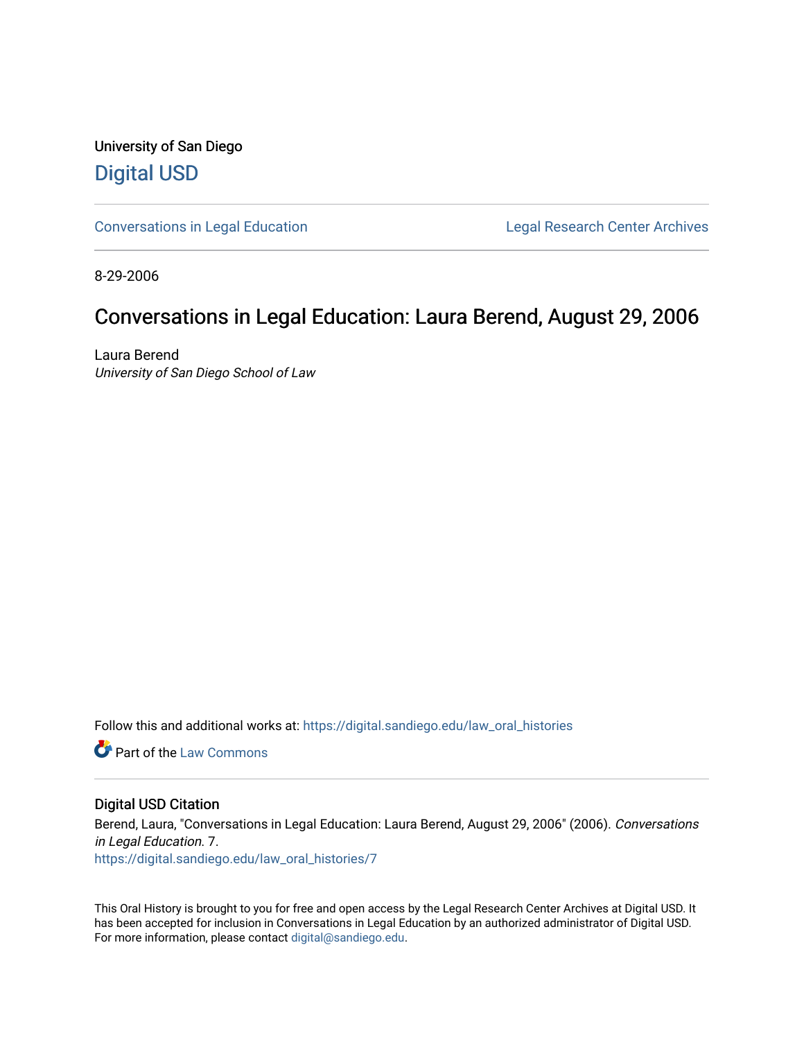University of San Diego

Digital USD

Conversations in Legal Education | Legal Research Center Archives

8-29-2006

# Conversations in Legal Education: Laura Berend, August 29, 2006

Laura Berend
*University of San Diego School of Law*

Follow this and additional works at: https://digital.sandiego.edu/law_oral_histories

Part of the Law Commons

## Digital USD Citation

Berend, Laura, "Conversations in Legal Education: Laura Berend, August 29, 2006" (2006). *Conversations in Legal Education*. 7.
https://digital.sandiego.edu/law_oral_histories/7

This Oral History is brought to you for free and open access by the Legal Research Center Archives at Digital USD. It has been accepted for inclusion in Conversations in Legal Education by an authorized administrator of Digital USD. For more information, please contact digital@sandiego.edu.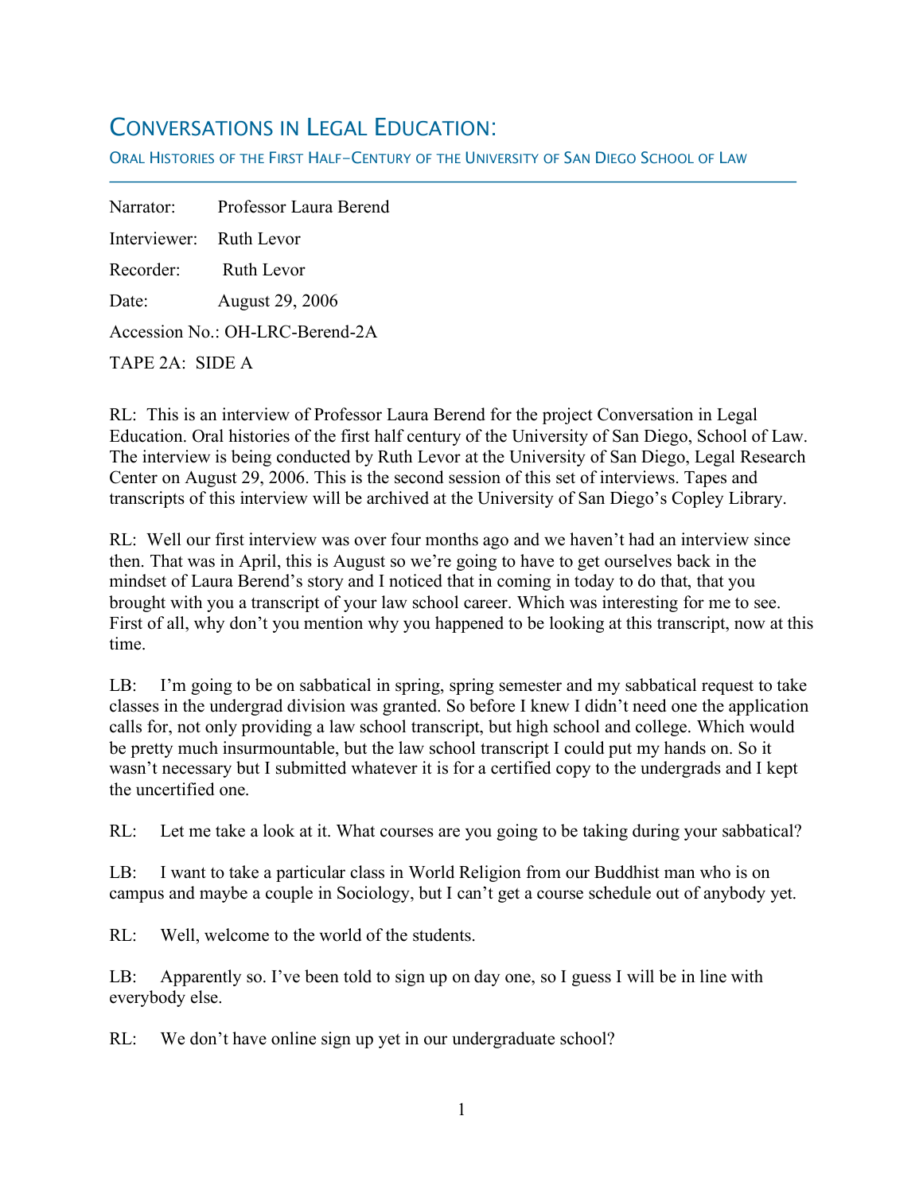# Conversations in Legal Education:

Oral Histories of the First Half-Century of the University of San Diego School of Law

---

Narrator: Professor Laura Berend

Interviewer: Ruth Levor

Recorder: Ruth Levor

Date: August 29, 2006

Accession No.: OH-LRC-Berend-2A

TAPE 2A: SIDE A

RL: This is an interview of Professor Laura Berend for the project Conversation in Legal Education. Oral histories of the first half century of the University of San Diego, School of Law. The interview is being conducted by Ruth Levor at the University of San Diego, Legal Research Center on August 29, 2006. This is the second session of this set of interviews. Tapes and transcripts of this interview will be archived at the University of San Diego's Copley Library.

RL: Well our first interview was over four months ago and we haven't had an interview since then. That was in April, this is August so we're going to have to get ourselves back in the mindset of Laura Berend's story and I noticed that in coming in today to do that, that you brought with you a transcript of your law school career. Which was interesting for me to see. First of all, why don't you mention why you happened to be looking at this transcript, now at this time.

LB: I'm going to be on sabbatical in spring, spring semester and my sabbatical request to take classes in the undergrad division was granted. So before I knew I didn't need one the application calls for, not only providing a law school transcript, but high school and college. Which would be pretty much insurmountable, but the law school transcript I could put my hands on. So it wasn't necessary but I submitted whatever it is for a certified copy to the undergrads and I kept the uncertified one.

RL: Let me take a look at it. What courses are you going to be taking during your sabbatical?

LB: I want to take a particular class in World Religion from our Buddhist man who is on campus and maybe a couple in Sociology, but I can't get a course schedule out of anybody yet.

RL: Well, welcome to the world of the students.

LB: Apparently so. I've been told to sign up on day one, so I guess I will be in line with everybody else.

RL: We don't have online sign up yet in our undergraduate school?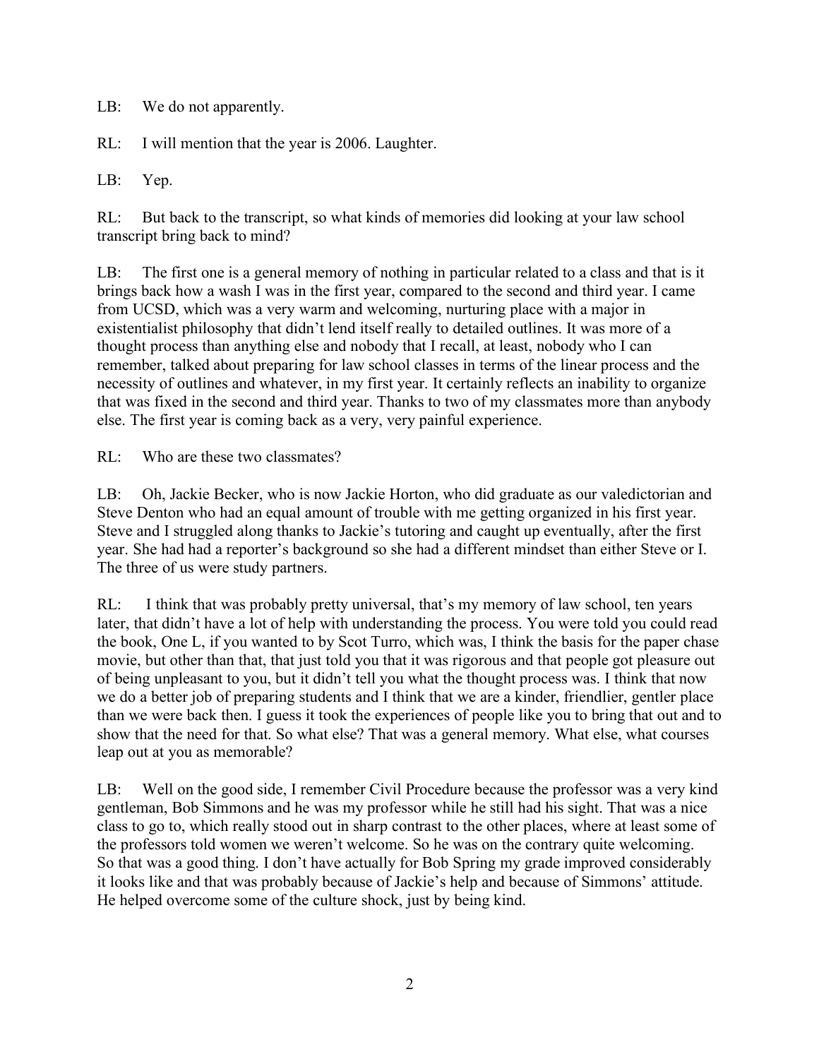LB: We do not apparently.

RL: I will mention that the year is 2006. Laughter.

LB: Yep.

RL: But back to the transcript, so what kinds of memories did looking at your law school transcript bring back to mind?

LB: The first one is a general memory of nothing in particular related to a class and that is it brings back how a wash I was in the first year, compared to the second and third year. I came from UCSD, which was a very warm and welcoming, nurturing place with a major in existentialist philosophy that didn't lend itself really to detailed outlines. It was more of a thought process than anything else and nobody that I recall, at least, nobody who I can remember, talked about preparing for law school classes in terms of the linear process and the necessity of outlines and whatever, in my first year. It certainly reflects an inability to organize that was fixed in the second and third year. Thanks to two of my classmates more than anybody else. The first year is coming back as a very, very painful experience.

RL: Who are these two classmates?

LB: Oh, Jackie Becker, who is now Jackie Horton, who did graduate as our valedictorian and Steve Denton who had an equal amount of trouble with me getting organized in his first year. Steve and I struggled along thanks to Jackie's tutoring and caught up eventually, after the first year. She had had a reporter's background so she had a different mindset than either Steve or I. The three of us were study partners.

RL: I think that was probably pretty universal, that's my memory of law school, ten years later, that didn't have a lot of help with understanding the process. You were told you could read the book, One L, if you wanted to by Scot Turro, which was, I think the basis for the paper chase movie, but other than that, that just told you that it was rigorous and that people got pleasure out of being unpleasant to you, but it didn't tell you what the thought process was. I think that now we do a better job of preparing students and I think that we are a kinder, friendlier, gentler place than we were back then. I guess it took the experiences of people like you to bring that out and to show that the need for that. So what else? That was a general memory. What else, what courses leap out at you as memorable?

LB: Well on the good side, I remember Civil Procedure because the professor was a very kind gentleman, Bob Simmons and he was my professor while he still had his sight. That was a nice class to go to, which really stood out in sharp contrast to the other places, where at least some of the professors told women we weren't welcome. So he was on the contrary quite welcoming. So that was a good thing. I don't have actually for Bob Spring my grade improved considerably it looks like and that was probably because of Jackie's help and because of Simmons' attitude. He helped overcome some of the culture shock, just by being kind.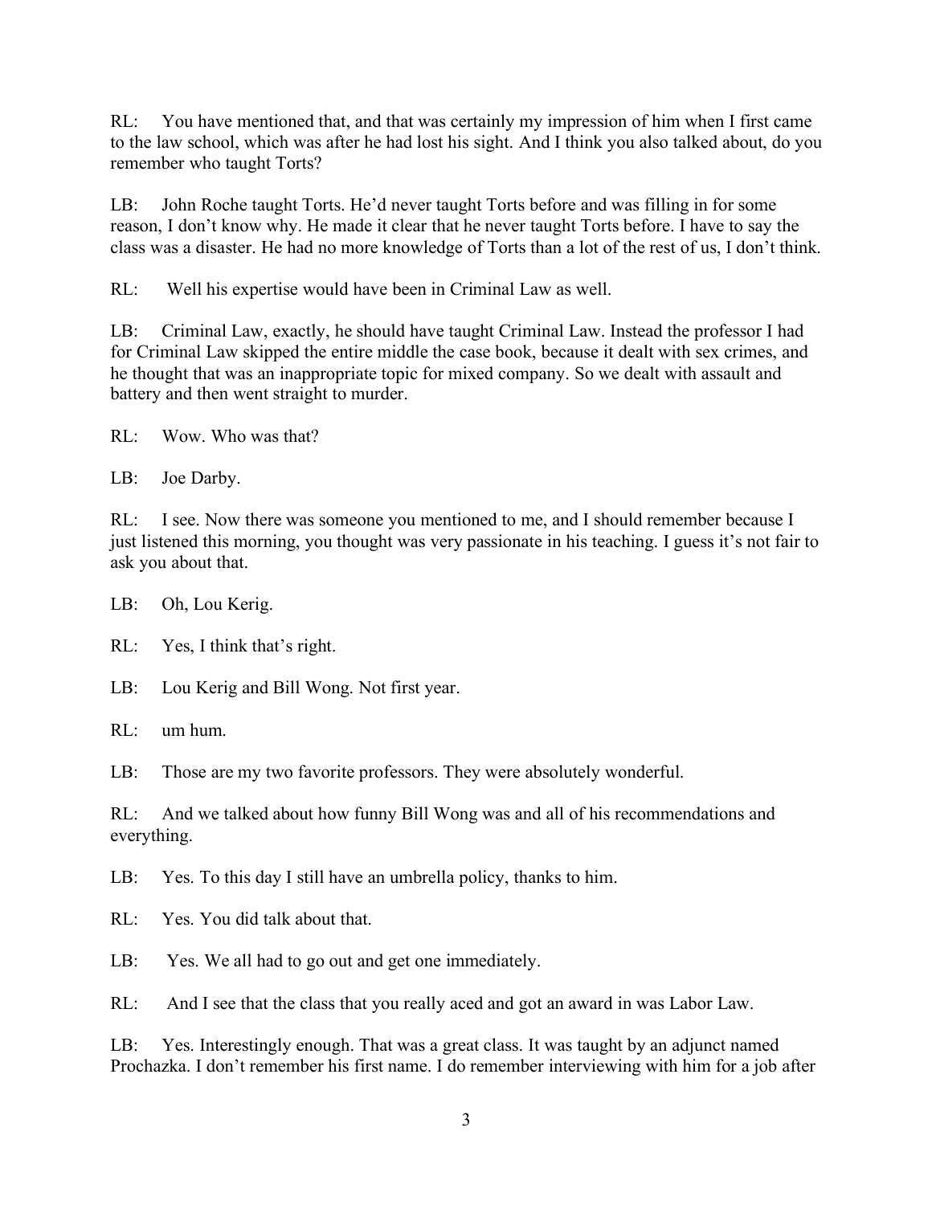RL: You have mentioned that, and that was certainly my impression of him when I first came to the law school, which was after he had lost his sight. And I think you also talked about, do you remember who taught Torts?

LB: John Roche taught Torts. He'd never taught Torts before and was filling in for some reason, I don't know why. He made it clear that he never taught Torts before. I have to say the class was a disaster. He had no more knowledge of Torts than a lot of the rest of us, I don't think.

RL: Well his expertise would have been in Criminal Law as well.

LB: Criminal Law, exactly, he should have taught Criminal Law. Instead the professor I had for Criminal Law skipped the entire middle the case book, because it dealt with sex crimes, and he thought that was an inappropriate topic for mixed company. So we dealt with assault and battery and then went straight to murder.

RL: Wow. Who was that?

LB: Joe Darby.

RL: I see. Now there was someone you mentioned to me, and I should remember because I just listened this morning, you thought was very passionate in his teaching. I guess it's not fair to ask you about that.

LB: Oh, Lou Kerig.

RL: Yes, I think that's right.

LB: Lou Kerig and Bill Wong. Not first year.

RL: um hum.

LB: Those are my two favorite professors. They were absolutely wonderful.

RL: And we talked about how funny Bill Wong was and all of his recommendations and everything.

LB: Yes. To this day I still have an umbrella policy, thanks to him.

RL: Yes. You did talk about that.

LB: Yes. We all had to go out and get one immediately.

RL: And I see that the class that you really aced and got an award in was Labor Law.

LB: Yes. Interestingly enough. That was a great class. It was taught by an adjunct named Prochazka. I don't remember his first name. I do remember interviewing with him for a job after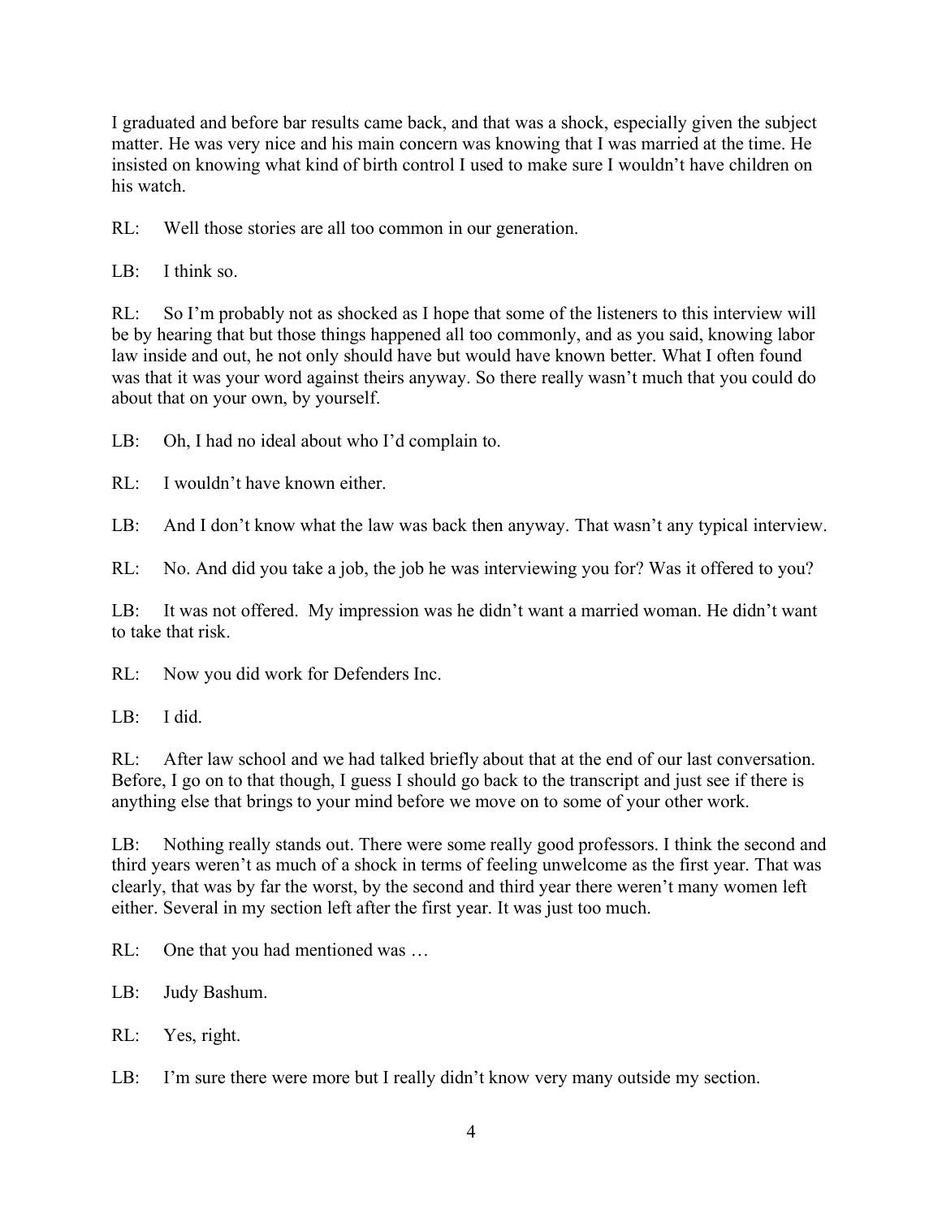I graduated and before bar results came back, and that was a shock, especially given the subject matter. He was very nice and his main concern was knowing that I was married at the time. He insisted on knowing what kind of birth control I used to make sure I wouldn't have children on his watch.

RL: Well those stories are all too common in our generation.

LB: I think so.

RL: So I'm probably not as shocked as I hope that some of the listeners to this interview will be by hearing that but those things happened all too commonly, and as you said, knowing labor law inside and out, he not only should have but would have known better. What I often found was that it was your word against theirs anyway. So there really wasn't much that you could do about that on your own, by yourself.

LB: Oh, I had no ideal about who I'd complain to.

RL: I wouldn't have known either.

LB: And I don't know what the law was back then anyway. That wasn't any typical interview.

RL: No. And did you take a job, the job he was interviewing you for? Was it offered to you?

LB: It was not offered. My impression was he didn't want a married woman. He didn't want to take that risk.

RL: Now you did work for Defenders Inc.

LB: I did.

RL: After law school and we had talked briefly about that at the end of our last conversation. Before, I go on to that though, I guess I should go back to the transcript and just see if there is anything else that brings to your mind before we move on to some of your other work.

LB: Nothing really stands out. There were some really good professors. I think the second and third years weren't as much of a shock in terms of feeling unwelcome as the first year. That was clearly, that was by far the worst, by the second and third year there weren't many women left either. Several in my section left after the first year. It was just too much.

RL: One that you had mentioned was …

LB: Judy Bashum.

RL: Yes, right.

LB: I'm sure there were more but I really didn't know very many outside my section.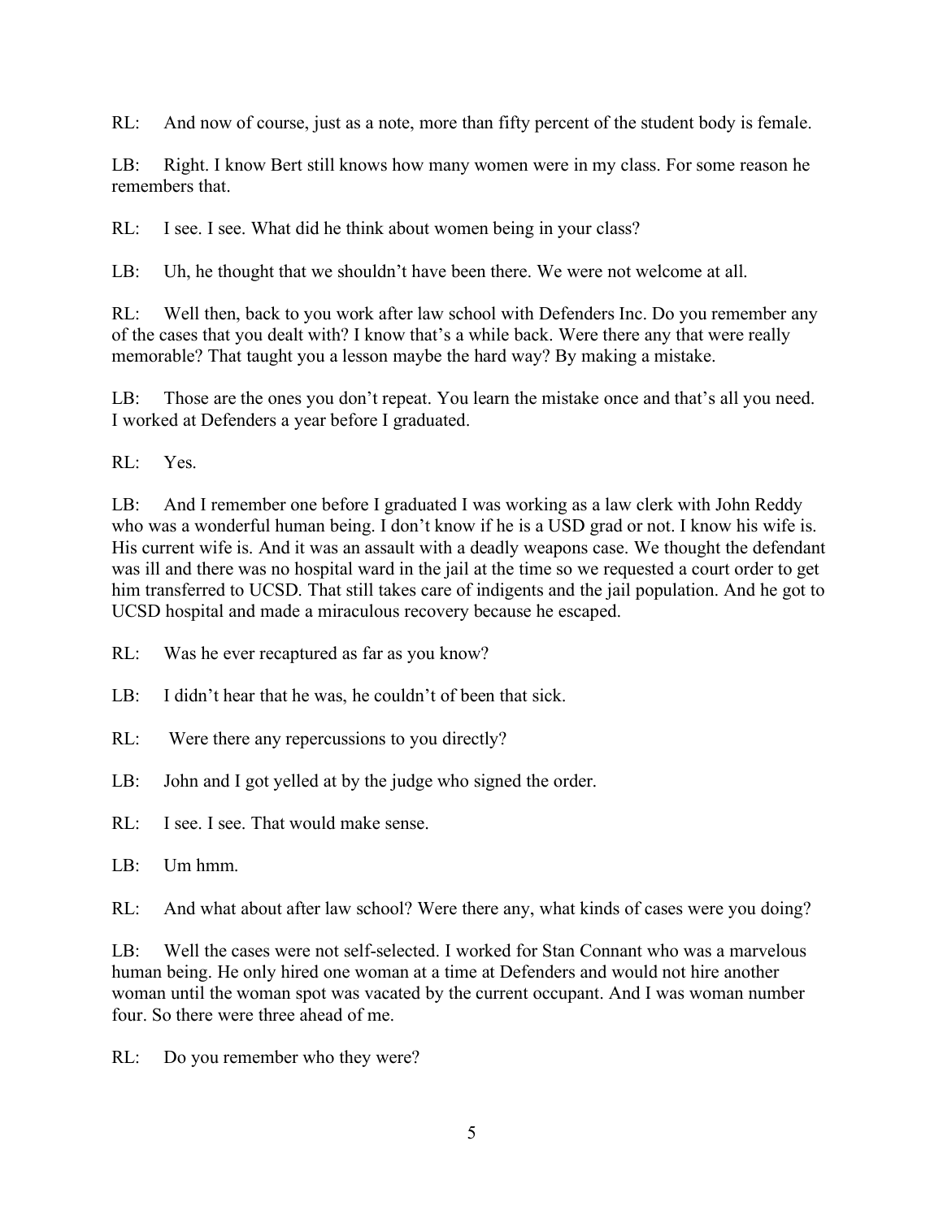RL: And now of course, just as a note, more than fifty percent of the student body is female.

LB: Right. I know Bert still knows how many women were in my class. For some reason he remembers that.

RL: I see. I see. What did he think about women being in your class?

LB: Uh, he thought that we shouldn't have been there. We were not welcome at all.

RL: Well then, back to you work after law school with Defenders Inc. Do you remember any of the cases that you dealt with? I know that's a while back. Were there any that were really memorable? That taught you a lesson maybe the hard way? By making a mistake.

LB: Those are the ones you don't repeat. You learn the mistake once and that's all you need. I worked at Defenders a year before I graduated.

RL: Yes.

LB: And I remember one before I graduated I was working as a law clerk with John Reddy who was a wonderful human being. I don't know if he is a USD grad or not. I know his wife is. His current wife is. And it was an assault with a deadly weapons case. We thought the defendant was ill and there was no hospital ward in the jail at the time so we requested a court order to get him transferred to UCSD. That still takes care of indigents and the jail population. And he got to UCSD hospital and made a miraculous recovery because he escaped.

RL: Was he ever recaptured as far as you know?

LB: I didn't hear that he was, he couldn't of been that sick.

RL: Were there any repercussions to you directly?

LB: John and I got yelled at by the judge who signed the order.

RL: I see. I see. That would make sense.

LB: Um hmm.

RL: And what about after law school? Were there any, what kinds of cases were you doing?

LB: Well the cases were not self-selected. I worked for Stan Connant who was a marvelous human being. He only hired one woman at a time at Defenders and would not hire another woman until the woman spot was vacated by the current occupant. And I was woman number four. So there were three ahead of me.

RL: Do you remember who they were?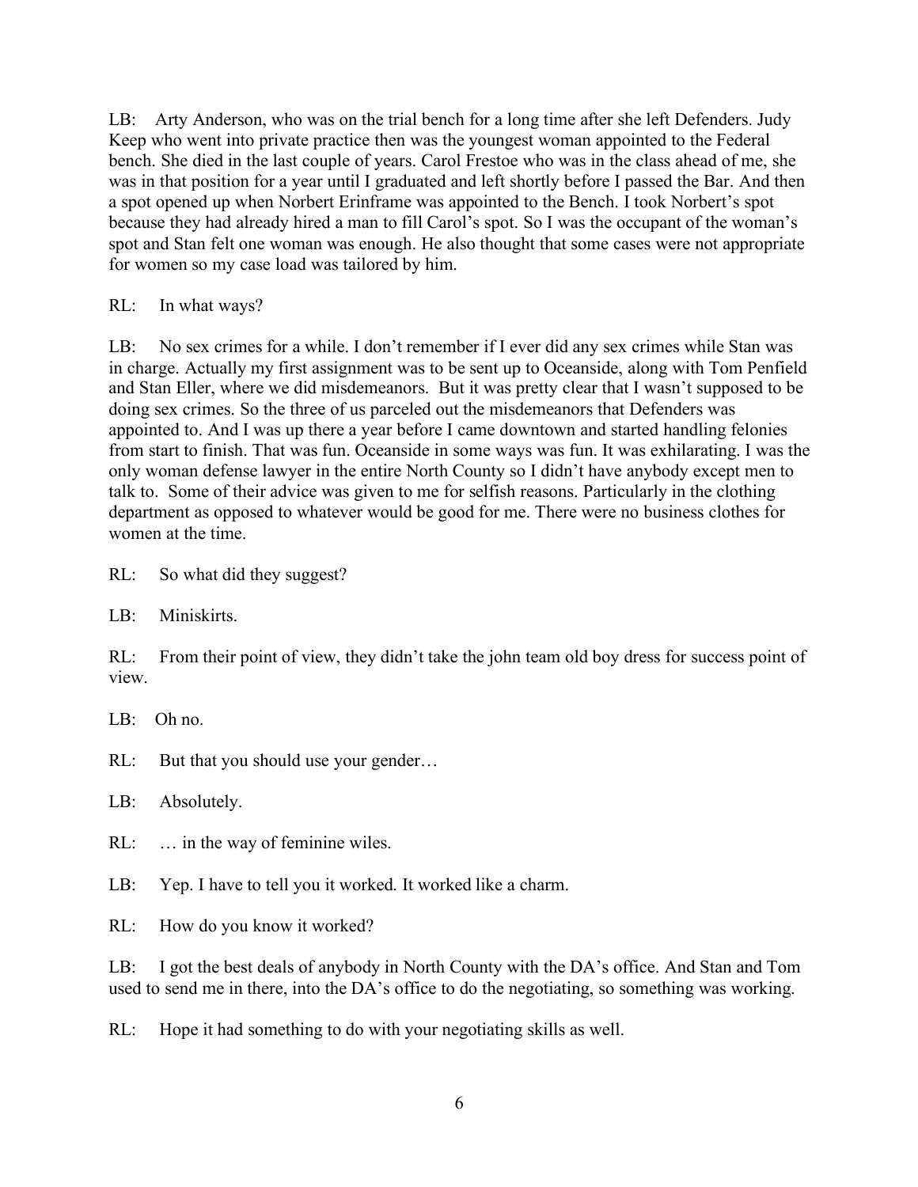LB: Arty Anderson, who was on the trial bench for a long time after she left Defenders. Judy Keep who went into private practice then was the youngest woman appointed to the Federal bench. She died in the last couple of years. Carol Frestoe who was in the class ahead of me, she was in that position for a year until I graduated and left shortly before I passed the Bar. And then a spot opened up when Norbert Erinframe was appointed to the Bench. I took Norbert's spot because they had already hired a man to fill Carol's spot. So I was the occupant of the woman's spot and Stan felt one woman was enough. He also thought that some cases were not appropriate for women so my case load was tailored by him.

RL: In what ways?

LB: No sex crimes for a while. I don't remember if I ever did any sex crimes while Stan was in charge. Actually my first assignment was to be sent up to Oceanside, along with Tom Penfield and Stan Eller, where we did misdemeanors. But it was pretty clear that I wasn't supposed to be doing sex crimes. So the three of us parceled out the misdemeanors that Defenders was appointed to. And I was up there a year before I came downtown and started handling felonies from start to finish. That was fun. Oceanside in some ways was fun. It was exhilarating. I was the only woman defense lawyer in the entire North County so I didn't have anybody except men to talk to. Some of their advice was given to me for selfish reasons. Particularly in the clothing department as opposed to whatever would be good for me. There were no business clothes for women at the time.

RL: So what did they suggest?

LB: Miniskirts.

RL: From their point of view, they didn't take the john team old boy dress for success point of view.

LB: Oh no.

RL: But that you should use your gender…

LB: Absolutely.

RL: … in the way of feminine wiles.

LB: Yep. I have to tell you it worked. It worked like a charm.

RL: How do you know it worked?

LB: I got the best deals of anybody in North County with the DA's office. And Stan and Tom used to send me in there, into the DA's office to do the negotiating, so something was working.

RL: Hope it had something to do with your negotiating skills as well.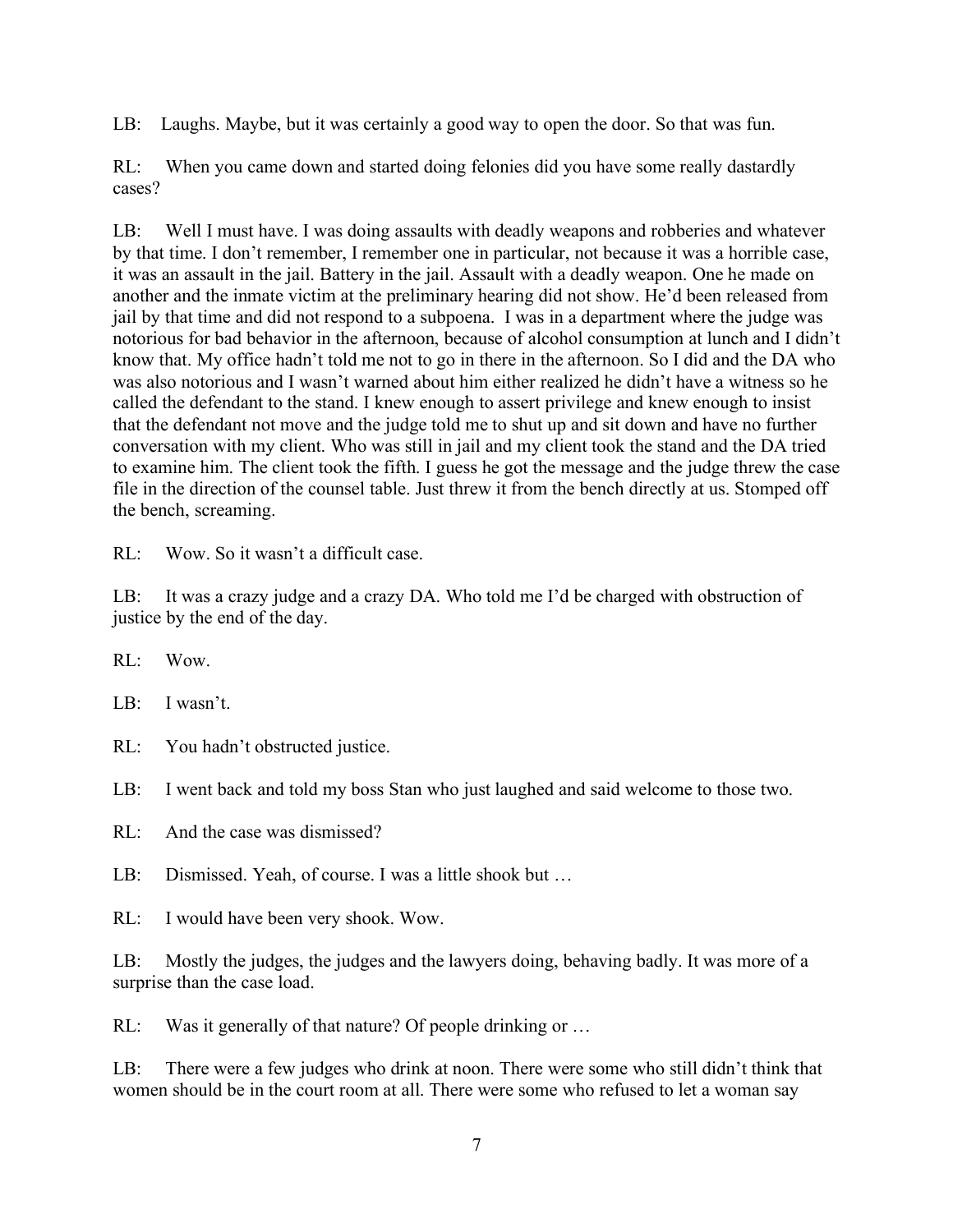LB: Laughs. Maybe, but it was certainly a good way to open the door. So that was fun.

RL: When you came down and started doing felonies did you have some really dastardly cases?

LB: Well I must have. I was doing assaults with deadly weapons and robberies and whatever by that time. I don't remember, I remember one in particular, not because it was a horrible case, it was an assault in the jail. Battery in the jail. Assault with a deadly weapon. One he made on another and the inmate victim at the preliminary hearing did not show. He'd been released from jail by that time and did not respond to a subpoena. I was in a department where the judge was notorious for bad behavior in the afternoon, because of alcohol consumption at lunch and I didn't know that. My office hadn't told me not to go in there in the afternoon. So I did and the DA who was also notorious and I wasn't warned about him either realized he didn't have a witness so he called the defendant to the stand. I knew enough to assert privilege and knew enough to insist that the defendant not move and the judge told me to shut up and sit down and have no further conversation with my client. Who was still in jail and my client took the stand and the DA tried to examine him. The client took the fifth. I guess he got the message and the judge threw the case file in the direction of the counsel table. Just threw it from the bench directly at us. Stomped off the bench, screaming.

RL: Wow. So it wasn't a difficult case.

LB: It was a crazy judge and a crazy DA. Who told me I'd be charged with obstruction of justice by the end of the day.

RL: Wow.

LB: I wasn't.

RL: You hadn't obstructed justice.

LB: I went back and told my boss Stan who just laughed and said welcome to those two.

RL: And the case was dismissed?

LB: Dismissed. Yeah, of course. I was a little shook but …

RL: I would have been very shook. Wow.

LB: Mostly the judges, the judges and the lawyers doing, behaving badly. It was more of a surprise than the case load.

RL: Was it generally of that nature? Of people drinking or …

LB: There were a few judges who drink at noon. There were some who still didn't think that women should be in the court room at all. There were some who refused to let a woman say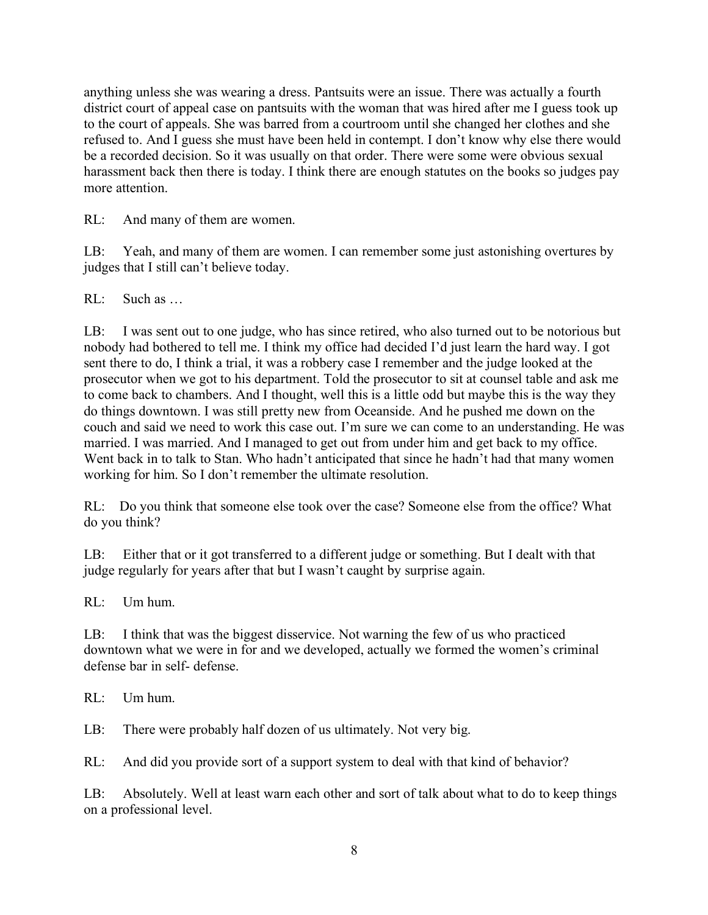anything unless she was wearing a dress. Pantsuits were an issue. There was actually a fourth district court of appeal case on pantsuits with the woman that was hired after me I guess took up to the court of appeals. She was barred from a courtroom until she changed her clothes and she refused to. And I guess she must have been held in contempt. I don't know why else there would be a recorded decision. So it was usually on that order. There were some were obvious sexual harassment back then there is today. I think there are enough statutes on the books so judges pay more attention.

RL: And many of them are women.

LB: Yeah, and many of them are women. I can remember some just astonishing overtures by judges that I still can't believe today.

RL: Such as …

LB: I was sent out to one judge, who has since retired, who also turned out to be notorious but nobody had bothered to tell me. I think my office had decided I'd just learn the hard way. I got sent there to do, I think a trial, it was a robbery case I remember and the judge looked at the prosecutor when we got to his department. Told the prosecutor to sit at counsel table and ask me to come back to chambers. And I thought, well this is a little odd but maybe this is the way they do things downtown. I was still pretty new from Oceanside. And he pushed me down on the couch and said we need to work this case out. I'm sure we can come to an understanding. He was married. I was married. And I managed to get out from under him and get back to my office. Went back in to talk to Stan. Who hadn't anticipated that since he hadn't had that many women working for him. So I don't remember the ultimate resolution.

RL: Do you think that someone else took over the case? Someone else from the office? What do you think?

LB: Either that or it got transferred to a different judge or something. But I dealt with that judge regularly for years after that but I wasn't caught by surprise again.

RL: Um hum.

LB: I think that was the biggest disservice. Not warning the few of us who practiced downtown what we were in for and we developed, actually we formed the women's criminal defense bar in self- defense.

RL: Um hum.

LB: There were probably half dozen of us ultimately. Not very big.

RL: And did you provide sort of a support system to deal with that kind of behavior?

LB: Absolutely. Well at least warn each other and sort of talk about what to do to keep things on a professional level.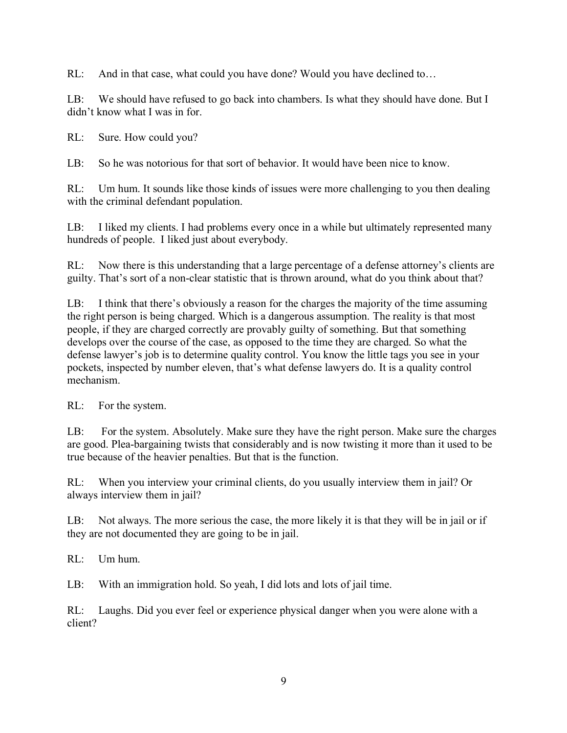RL: And in that case, what could you have done? Would you have declined to…

LB: We should have refused to go back into chambers. Is what they should have done. But I didn't know what I was in for.

RL: Sure. How could you?

LB: So he was notorious for that sort of behavior. It would have been nice to know.

RL: Um hum. It sounds like those kinds of issues were more challenging to you then dealing with the criminal defendant population.

LB: I liked my clients. I had problems every once in a while but ultimately represented many hundreds of people. I liked just about everybody.

RL: Now there is this understanding that a large percentage of a defense attorney's clients are guilty. That's sort of a non-clear statistic that is thrown around, what do you think about that?

LB: I think that there's obviously a reason for the charges the majority of the time assuming the right person is being charged. Which is a dangerous assumption. The reality is that most people, if they are charged correctly are provably guilty of something. But that something develops over the course of the case, as opposed to the time they are charged. So what the defense lawyer's job is to determine quality control. You know the little tags you see in your pockets, inspected by number eleven, that's what defense lawyers do. It is a quality control mechanism.

RL: For the system.

LB: For the system. Absolutely. Make sure they have the right person. Make sure the charges are good. Plea-bargaining twists that considerably and is now twisting it more than it used to be true because of the heavier penalties. But that is the function.

RL: When you interview your criminal clients, do you usually interview them in jail? Or always interview them in jail?

LB: Not always. The more serious the case, the more likely it is that they will be in jail or if they are not documented they are going to be in jail.

RL: Um hum.

LB: With an immigration hold. So yeah, I did lots and lots of jail time.

RL: Laughs. Did you ever feel or experience physical danger when you were alone with a client?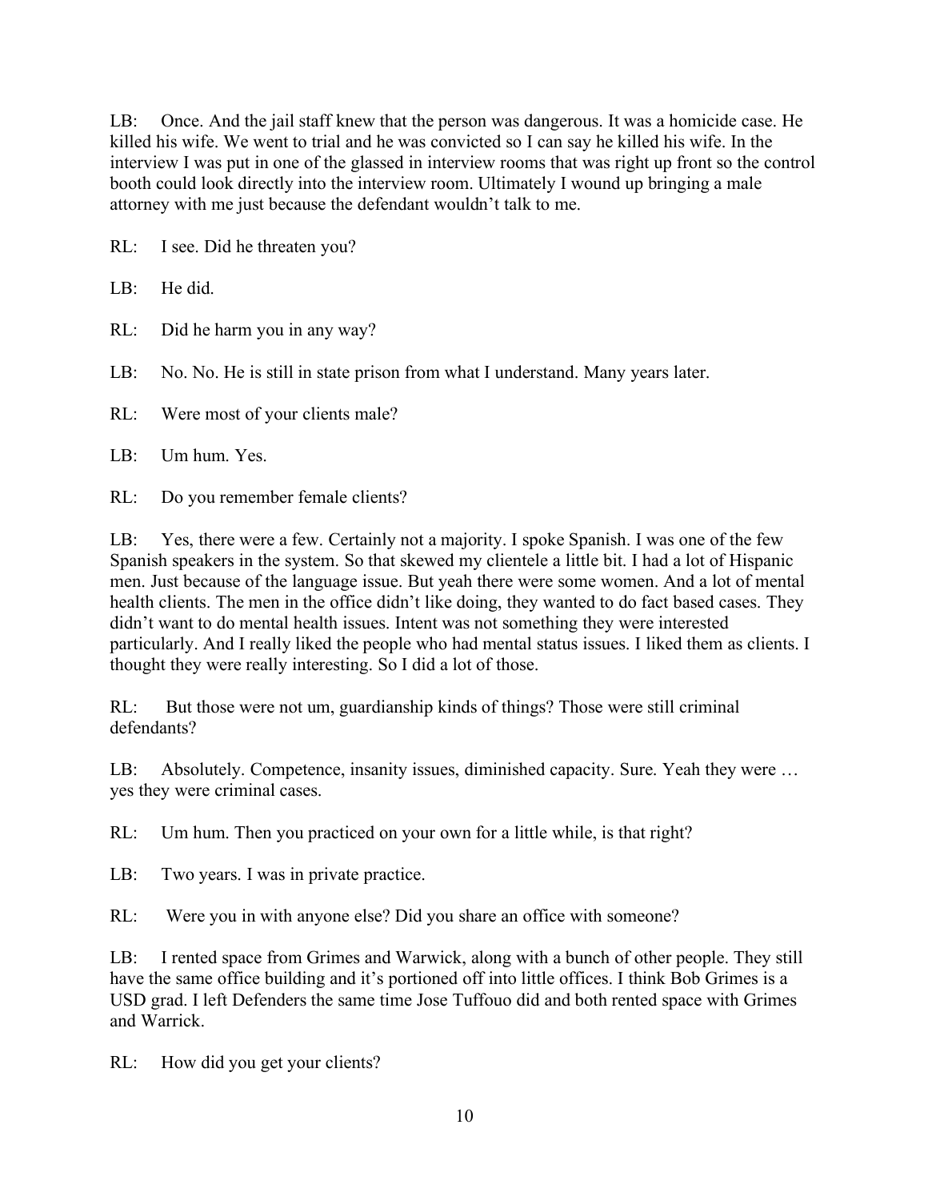LB: Once. And the jail staff knew that the person was dangerous. It was a homicide case. He killed his wife. We went to trial and he was convicted so I can say he killed his wife. In the interview I was put in one of the glassed in interview rooms that was right up front so the control booth could look directly into the interview room. Ultimately I wound up bringing a male attorney with me just because the defendant wouldn't talk to me.

RL: I see. Did he threaten you?

LB: He did.

RL: Did he harm you in any way?

LB: No. No. He is still in state prison from what I understand. Many years later.

RL: Were most of your clients male?

LB: Um hum. Yes.

RL: Do you remember female clients?

LB: Yes, there were a few. Certainly not a majority. I spoke Spanish. I was one of the few Spanish speakers in the system. So that skewed my clientele a little bit. I had a lot of Hispanic men. Just because of the language issue. But yeah there were some women. And a lot of mental health clients. The men in the office didn't like doing, they wanted to do fact based cases. They didn't want to do mental health issues. Intent was not something they were interested particularly. And I really liked the people who had mental status issues. I liked them as clients. I thought they were really interesting. So I did a lot of those.

RL: But those were not um, guardianship kinds of things? Those were still criminal defendants?

LB: Absolutely. Competence, insanity issues, diminished capacity. Sure. Yeah they were … yes they were criminal cases.

RL: Um hum. Then you practiced on your own for a little while, is that right?

LB: Two years. I was in private practice.

RL: Were you in with anyone else? Did you share an office with someone?

LB: I rented space from Grimes and Warwick, along with a bunch of other people. They still have the same office building and it's portioned off into little offices. I think Bob Grimes is a USD grad. I left Defenders the same time Jose Tuffouo did and both rented space with Grimes and Warrick.

RL: How did you get your clients?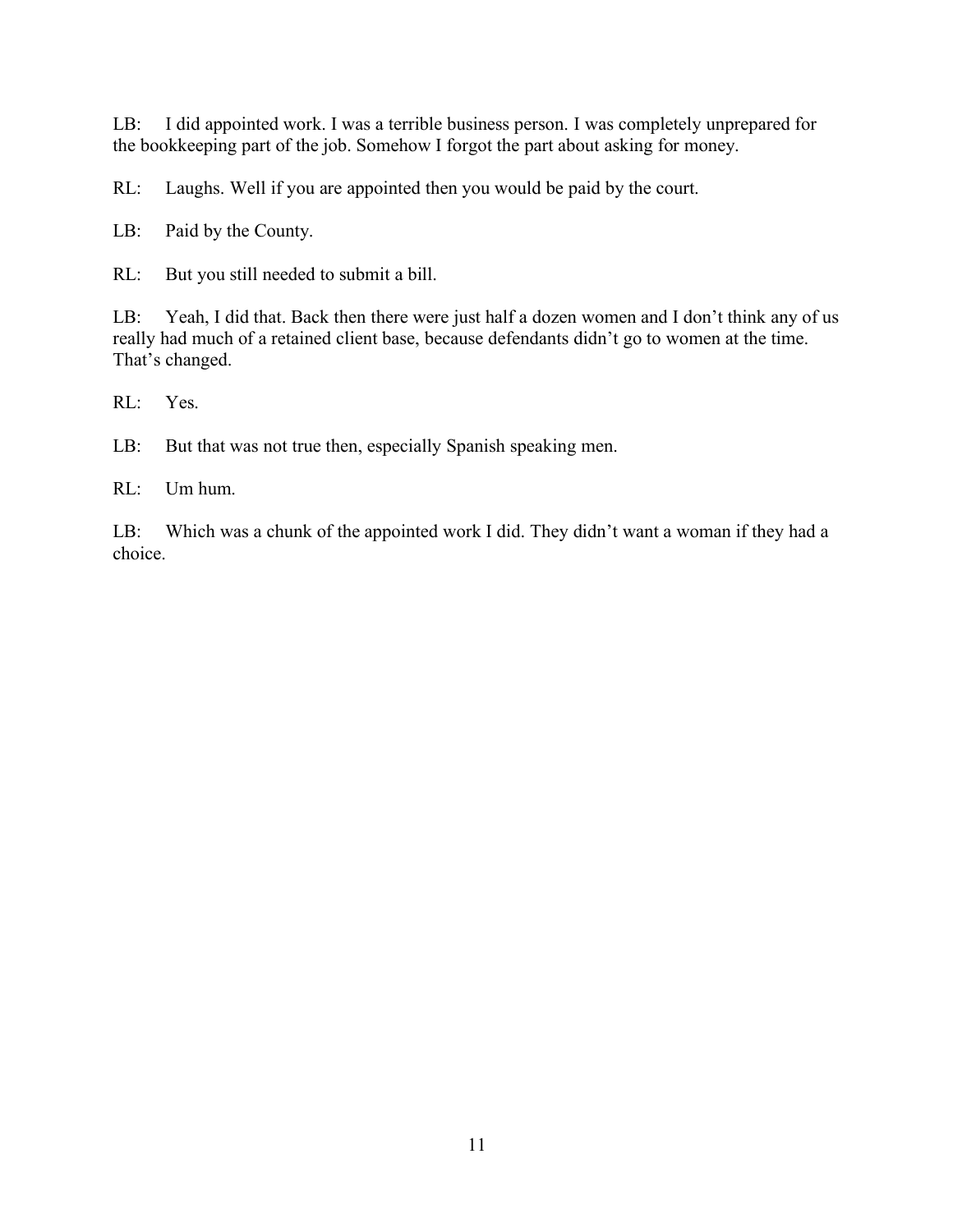LB: I did appointed work. I was a terrible business person. I was completely unprepared for the bookkeeping part of the job. Somehow I forgot the part about asking for money.

RL: Laughs. Well if you are appointed then you would be paid by the court.

LB: Paid by the County.

RL: But you still needed to submit a bill.

LB: Yeah, I did that. Back then there were just half a dozen women and I don't think any of us really had much of a retained client base, because defendants didn't go to women at the time. That's changed.

RL: Yes.

LB: But that was not true then, especially Spanish speaking men.

RL: Um hum.

LB: Which was a chunk of the appointed work I did. They didn't want a woman if they had a choice.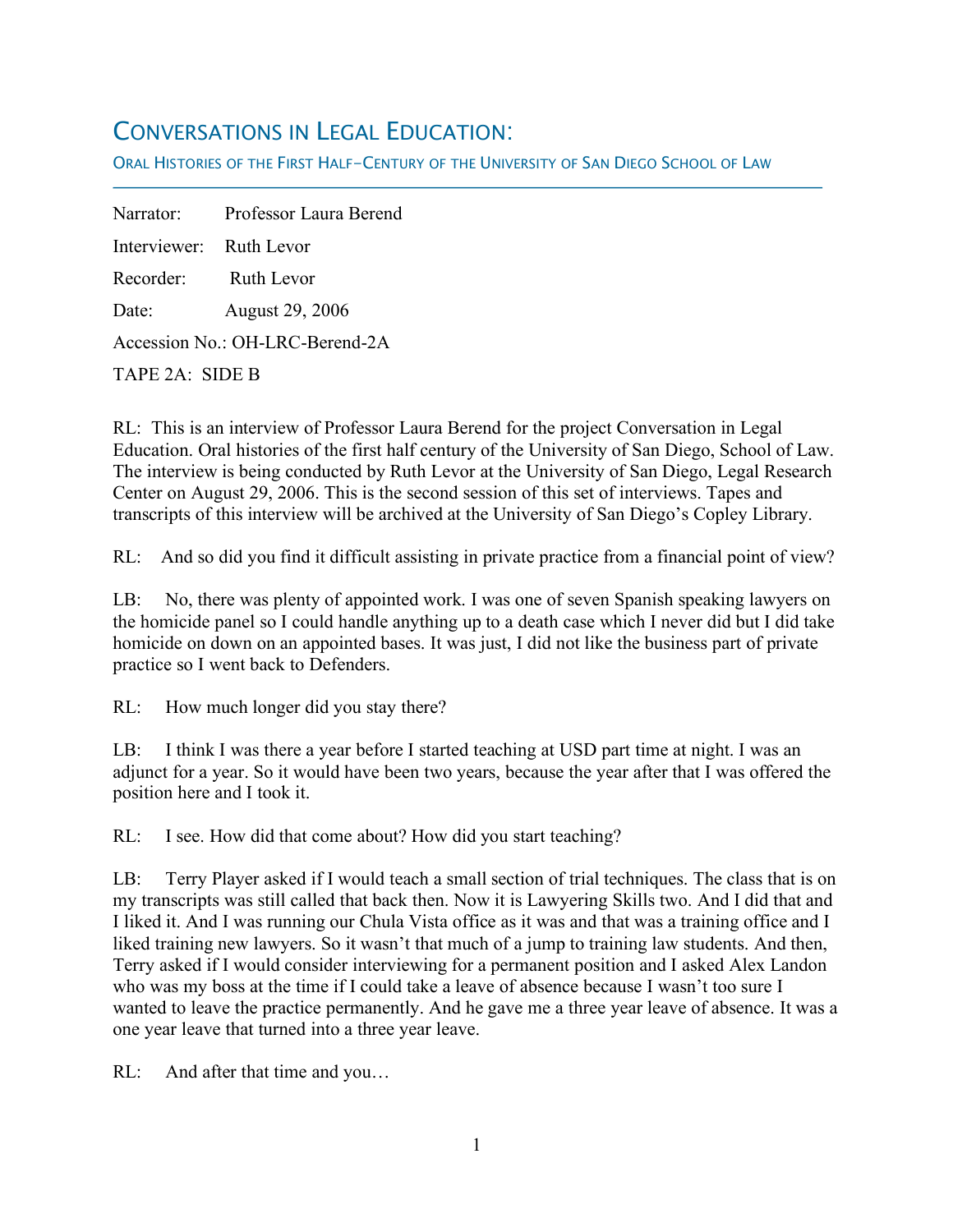# CONVERSATIONS IN LEGAL EDUCATION:

ORAL HISTORIES OF THE FIRST HALF-CENTURY OF THE UNIVERSITY OF SAN DIEGO SCHOOL OF LAW

---

Narrator: Professor Laura Berend

Interviewer: Ruth Levor

Recorder: Ruth Levor

Date: August 29, 2006

Accession No.: OH-LRC-Berend-2A

TAPE 2A: SIDE B

RL: This is an interview of Professor Laura Berend for the project Conversation in Legal Education. Oral histories of the first half century of the University of San Diego, School of Law. The interview is being conducted by Ruth Levor at the University of San Diego, Legal Research Center on August 29, 2006. This is the second session of this set of interviews. Tapes and transcripts of this interview will be archived at the University of San Diego's Copley Library.

RL: And so did you find it difficult assisting in private practice from a financial point of view?

LB: No, there was plenty of appointed work. I was one of seven Spanish speaking lawyers on the homicide panel so I could handle anything up to a death case which I never did but I did take homicide on down on an appointed bases. It was just, I did not like the business part of private practice so I went back to Defenders.

RL: How much longer did you stay there?

LB: I think I was there a year before I started teaching at USD part time at night. I was an adjunct for a year. So it would have been two years, because the year after that I was offered the position here and I took it.

RL: I see. How did that come about? How did you start teaching?

LB: Terry Player asked if I would teach a small section of trial techniques. The class that is on my transcripts was still called that back then. Now it is Lawyering Skills two. And I did that and I liked it. And I was running our Chula Vista office as it was and that was a training office and I liked training new lawyers. So it wasn't that much of a jump to training law students. And then, Terry asked if I would consider interviewing for a permanent position and I asked Alex Landon who was my boss at the time if I could take a leave of absence because I wasn't too sure I wanted to leave the practice permanently. And he gave me a three year leave of absence. It was a one year leave that turned into a three year leave.

RL: And after that time and you…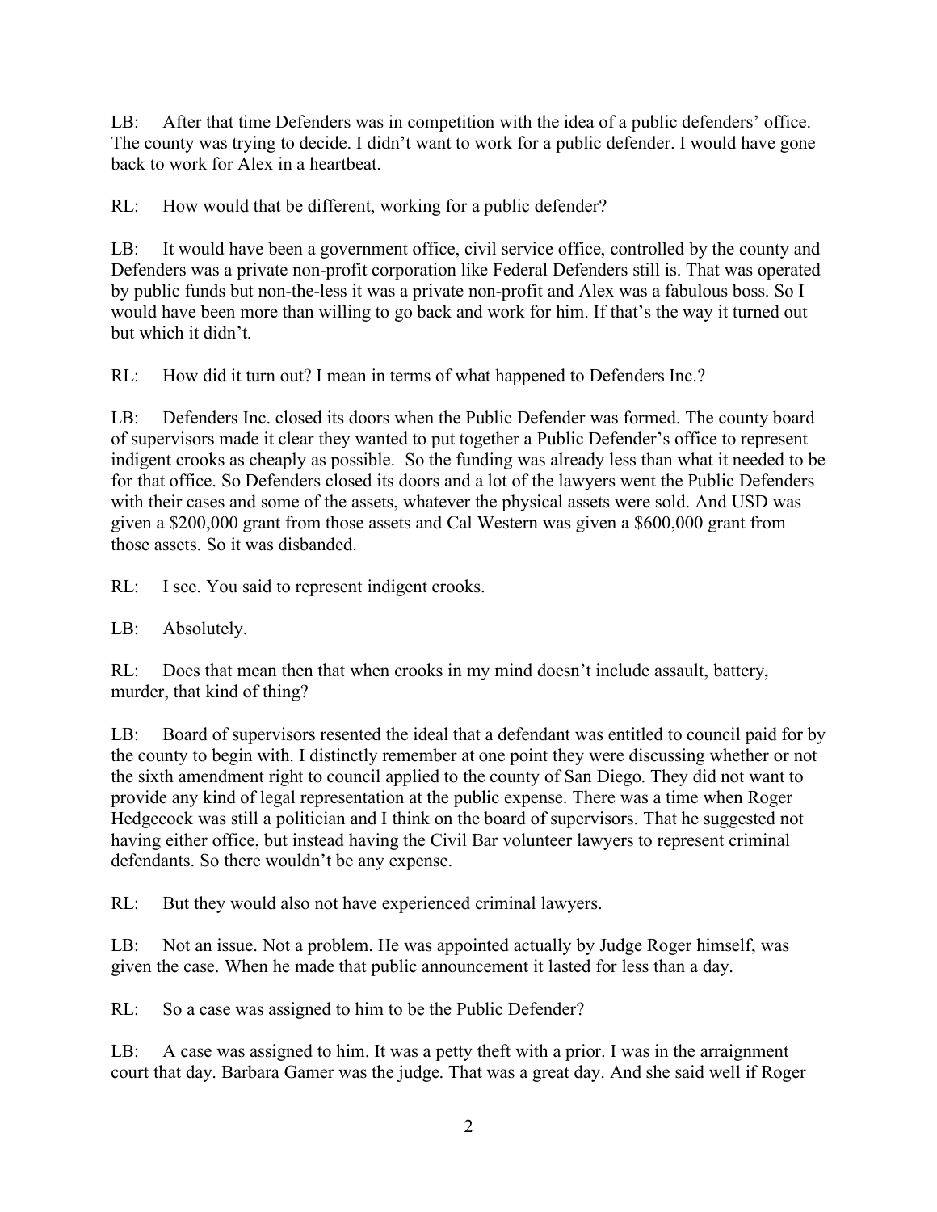LB: After that time Defenders was in competition with the idea of a public defenders' office. The county was trying to decide. I didn't want to work for a public defender. I would have gone back to work for Alex in a heartbeat.

RL: How would that be different, working for a public defender?

LB: It would have been a government office, civil service office, controlled by the county and Defenders was a private non-profit corporation like Federal Defenders still is. That was operated by public funds but non-the-less it was a private non-profit and Alex was a fabulous boss. So I would have been more than willing to go back and work for him. If that's the way it turned out but which it didn't.

RL: How did it turn out? I mean in terms of what happened to Defenders Inc.?

LB: Defenders Inc. closed its doors when the Public Defender was formed. The county board of supervisors made it clear they wanted to put together a Public Defender's office to represent indigent crooks as cheaply as possible. So the funding was already less than what it needed to be for that office. So Defenders closed its doors and a lot of the lawyers went the Public Defenders with their cases and some of the assets, whatever the physical assets were sold. And USD was given a $200,000 grant from those assets and Cal Western was given a $600,000 grant from those assets. So it was disbanded.

RL: I see. You said to represent indigent crooks.

LB: Absolutely.

RL: Does that mean then that when crooks in my mind doesn't include assault, battery, murder, that kind of thing?

LB: Board of supervisors resented the ideal that a defendant was entitled to council paid for by the county to begin with. I distinctly remember at one point they were discussing whether or not the sixth amendment right to council applied to the county of San Diego. They did not want to provide any kind of legal representation at the public expense. There was a time when Roger Hedgecock was still a politician and I think on the board of supervisors. That he suggested not having either office, but instead having the Civil Bar volunteer lawyers to represent criminal defendants. So there wouldn't be any expense.

RL: But they would also not have experienced criminal lawyers.

LB: Not an issue. Not a problem. He was appointed actually by Judge Roger himself, was given the case. When he made that public announcement it lasted for less than a day.

RL: So a case was assigned to him to be the Public Defender?

LB: A case was assigned to him. It was a petty theft with a prior. I was in the arraignment court that day. Barbara Gamer was the judge. That was a great day. And she said well if Roger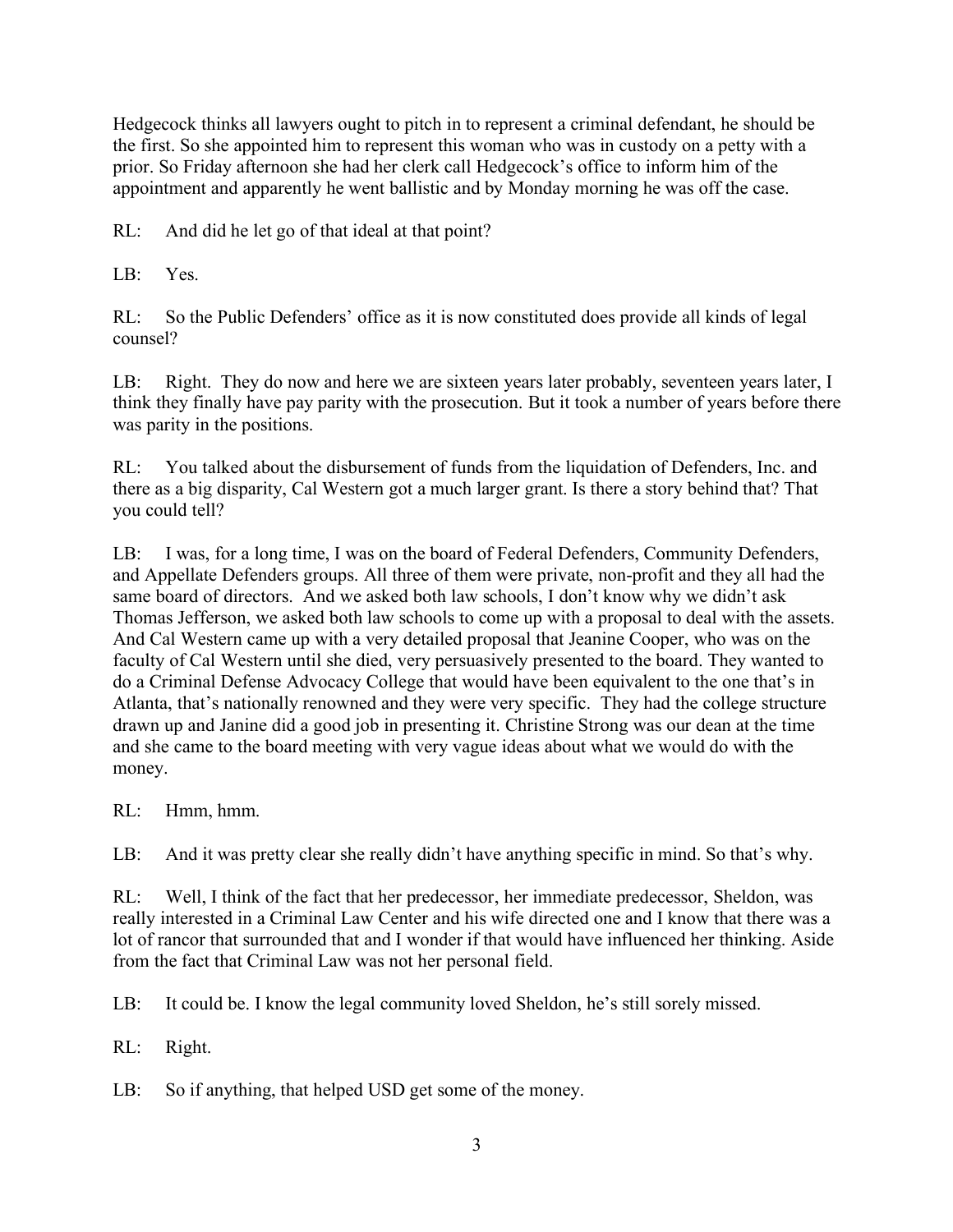Hedgecock thinks all lawyers ought to pitch in to represent a criminal defendant, he should be the first. So she appointed him to represent this woman who was in custody on a petty with a prior. So Friday afternoon she had her clerk call Hedgecock's office to inform him of the appointment and apparently he went ballistic and by Monday morning he was off the case.

RL: And did he let go of that ideal at that point?

LB: Yes.

RL: So the Public Defenders' office as it is now constituted does provide all kinds of legal counsel?

LB: Right. They do now and here we are sixteen years later probably, seventeen years later, I think they finally have pay parity with the prosecution. But it took a number of years before there was parity in the positions.

RL: You talked about the disbursement of funds from the liquidation of Defenders, Inc. and there as a big disparity, Cal Western got a much larger grant. Is there a story behind that? That you could tell?

LB: I was, for a long time, I was on the board of Federal Defenders, Community Defenders, and Appellate Defenders groups. All three of them were private, non-profit and they all had the same board of directors. And we asked both law schools, I don't know why we didn't ask Thomas Jefferson, we asked both law schools to come up with a proposal to deal with the assets. And Cal Western came up with a very detailed proposal that Jeanine Cooper, who was on the faculty of Cal Western until she died, very persuasively presented to the board. They wanted to do a Criminal Defense Advocacy College that would have been equivalent to the one that's in Atlanta, that's nationally renowned and they were very specific. They had the college structure drawn up and Janine did a good job in presenting it. Christine Strong was our dean at the time and she came to the board meeting with very vague ideas about what we would do with the money.

RL: Hmm, hmm.

LB: And it was pretty clear she really didn't have anything specific in mind. So that's why.

RL: Well, I think of the fact that her predecessor, her immediate predecessor, Sheldon, was really interested in a Criminal Law Center and his wife directed one and I know that there was a lot of rancor that surrounded that and I wonder if that would have influenced her thinking. Aside from the fact that Criminal Law was not her personal field.

LB: It could be. I know the legal community loved Sheldon, he's still sorely missed.

RL: Right.

LB: So if anything, that helped USD get some of the money.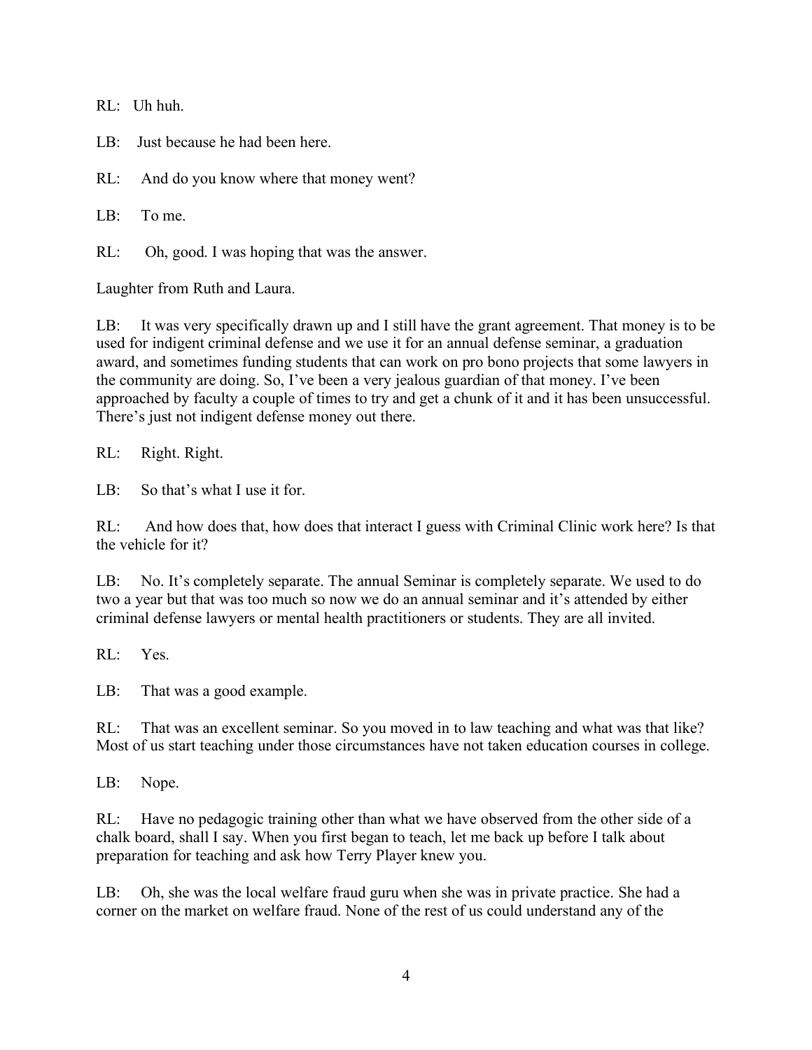RL: Uh huh.

LB: Just because he had been here.

RL: And do you know where that money went?

LB: To me.

RL: Oh, good. I was hoping that was the answer.

Laughter from Ruth and Laura.

LB: It was very specifically drawn up and I still have the grant agreement. That money is to be used for indigent criminal defense and we use it for an annual defense seminar, a graduation award, and sometimes funding students that can work on pro bono projects that some lawyers in the community are doing. So, I've been a very jealous guardian of that money. I've been approached by faculty a couple of times to try and get a chunk of it and it has been unsuccessful. There's just not indigent defense money out there.

RL: Right. Right.

LB: So that's what I use it for.

RL: And how does that, how does that interact I guess with Criminal Clinic work here? Is that the vehicle for it?

LB: No. It's completely separate. The annual Seminar is completely separate. We used to do two a year but that was too much so now we do an annual seminar and it's attended by either criminal defense lawyers or mental health practitioners or students. They are all invited.

RL: Yes.

LB: That was a good example.

RL: That was an excellent seminar. So you moved in to law teaching and what was that like? Most of us start teaching under those circumstances have not taken education courses in college.

LB: Nope.

RL: Have no pedagogic training other than what we have observed from the other side of a chalk board, shall I say. When you first began to teach, let me back up before I talk about preparation for teaching and ask how Terry Player knew you.

LB: Oh, she was the local welfare fraud guru when she was in private practice. She had a corner on the market on welfare fraud. None of the rest of us could understand any of the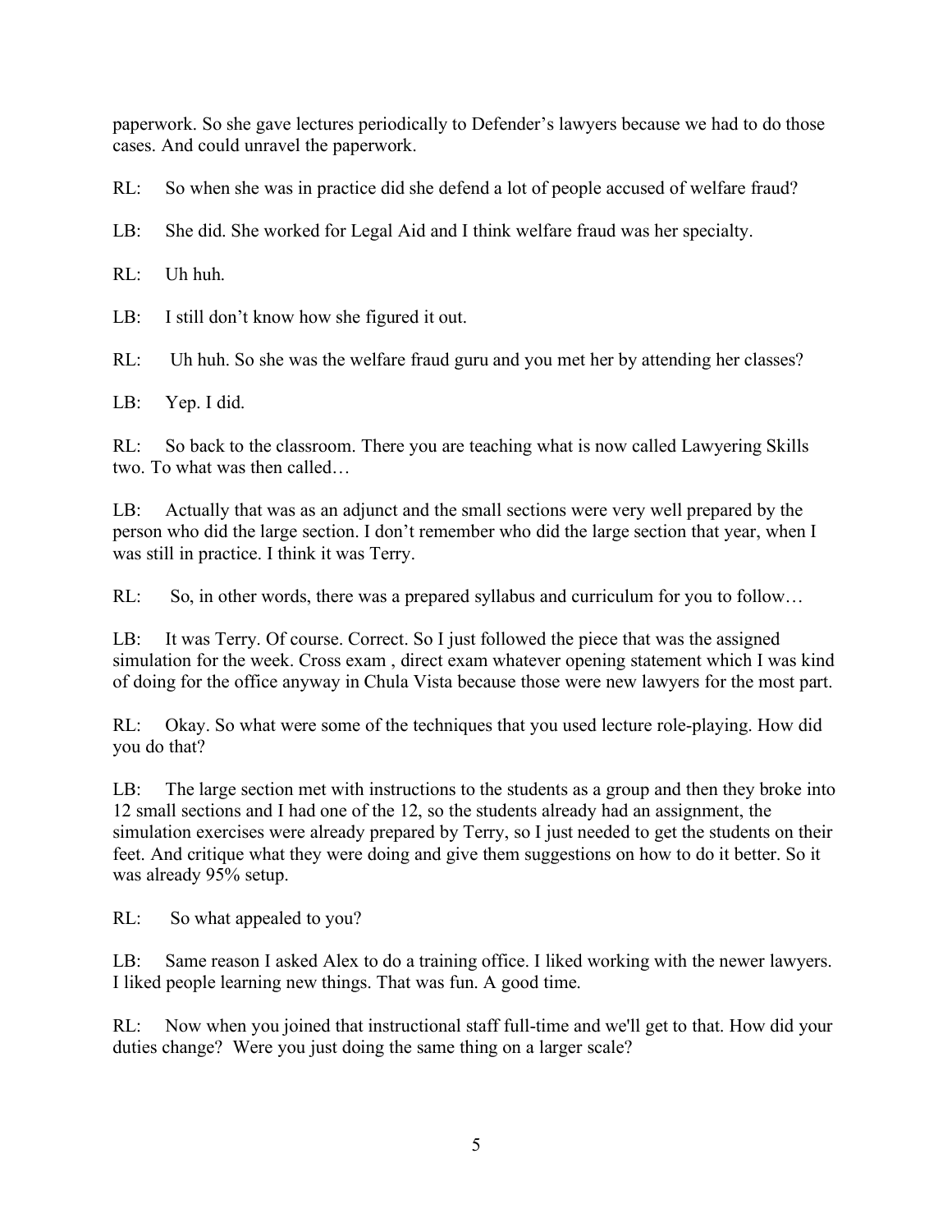paperwork. So she gave lectures periodically to Defender's lawyers because we had to do those cases. And could unravel the paperwork.

RL: So when she was in practice did she defend a lot of people accused of welfare fraud?

LB: She did. She worked for Legal Aid and I think welfare fraud was her specialty.

RL: Uh huh.

LB: I still don't know how she figured it out.

RL: Uh huh. So she was the welfare fraud guru and you met her by attending her classes?

LB: Yep. I did.

RL: So back to the classroom. There you are teaching what is now called Lawyering Skills two. To what was then called…

LB: Actually that was as an adjunct and the small sections were very well prepared by the person who did the large section. I don't remember who did the large section that year, when I was still in practice. I think it was Terry.

RL: So, in other words, there was a prepared syllabus and curriculum for you to follow…

LB: It was Terry. Of course. Correct. So I just followed the piece that was the assigned simulation for the week. Cross exam , direct exam whatever opening statement which I was kind of doing for the office anyway in Chula Vista because those were new lawyers for the most part.

RL: Okay. So what were some of the techniques that you used lecture role-playing. How did you do that?

LB: The large section met with instructions to the students as a group and then they broke into 12 small sections and I had one of the 12, so the students already had an assignment, the simulation exercises were already prepared by Terry, so I just needed to get the students on their feet. And critique what they were doing and give them suggestions on how to do it better. So it was already 95% setup.

RL: So what appealed to you?

LB: Same reason I asked Alex to do a training office. I liked working with the newer lawyers. I liked people learning new things. That was fun. A good time.

RL: Now when you joined that instructional staff full-time and we'll get to that. How did your duties change? Were you just doing the same thing on a larger scale?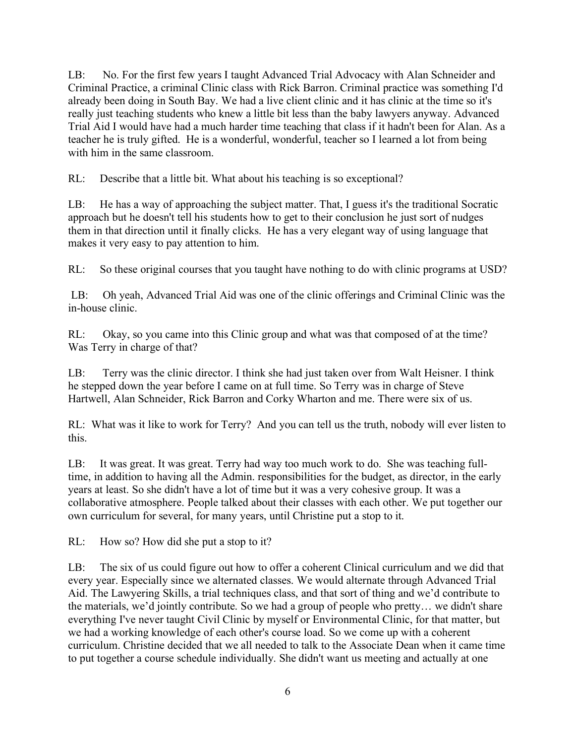LB: No. For the first few years I taught Advanced Trial Advocacy with Alan Schneider and Criminal Practice, a criminal Clinic class with Rick Barron. Criminal practice was something I'd already been doing in South Bay. We had a live client clinic and it has clinic at the time so it's really just teaching students who knew a little bit less than the baby lawyers anyway. Advanced Trial Aid I would have had a much harder time teaching that class if it hadn't been for Alan. As a teacher he is truly gifted. He is a wonderful, wonderful, teacher so I learned a lot from being with him in the same classroom.

RL: Describe that a little bit. What about his teaching is so exceptional?

LB: He has a way of approaching the subject matter. That, I guess it's the traditional Socratic approach but he doesn't tell his students how to get to their conclusion he just sort of nudges them in that direction until it finally clicks. He has a very elegant way of using language that makes it very easy to pay attention to him.

RL: So these original courses that you taught have nothing to do with clinic programs at USD?

LB: Oh yeah, Advanced Trial Aid was one of the clinic offerings and Criminal Clinic was the in-house clinic.

RL: Okay, so you came into this Clinic group and what was that composed of at the time? Was Terry in charge of that?

LB: Terry was the clinic director. I think she had just taken over from Walt Heisner. I think he stepped down the year before I came on at full time. So Terry was in charge of Steve Hartwell, Alan Schneider, Rick Barron and Corky Wharton and me. There were six of us.

RL: What was it like to work for Terry? And you can tell us the truth, nobody will ever listen to this.

LB: It was great. It was great. Terry had way too much work to do. She was teaching full-time, in addition to having all the Admin. responsibilities for the budget, as director, in the early years at least. So she didn't have a lot of time but it was a very cohesive group. It was a collaborative atmosphere. People talked about their classes with each other. We put together our own curriculum for several, for many years, until Christine put a stop to it.

RL: How so? How did she put a stop to it?

LB: The six of us could figure out how to offer a coherent Clinical curriculum and we did that every year. Especially since we alternated classes. We would alternate through Advanced Trial Aid. The Lawyering Skills, a trial techniques class, and that sort of thing and we'd contribute to the materials, we'd jointly contribute. So we had a group of people who pretty… we didn't share everything I've never taught Civil Clinic by myself or Environmental Clinic, for that matter, but we had a working knowledge of each other's course load. So we come up with a coherent curriculum. Christine decided that we all needed to talk to the Associate Dean when it came time to put together a course schedule individually. She didn't want us meeting and actually at one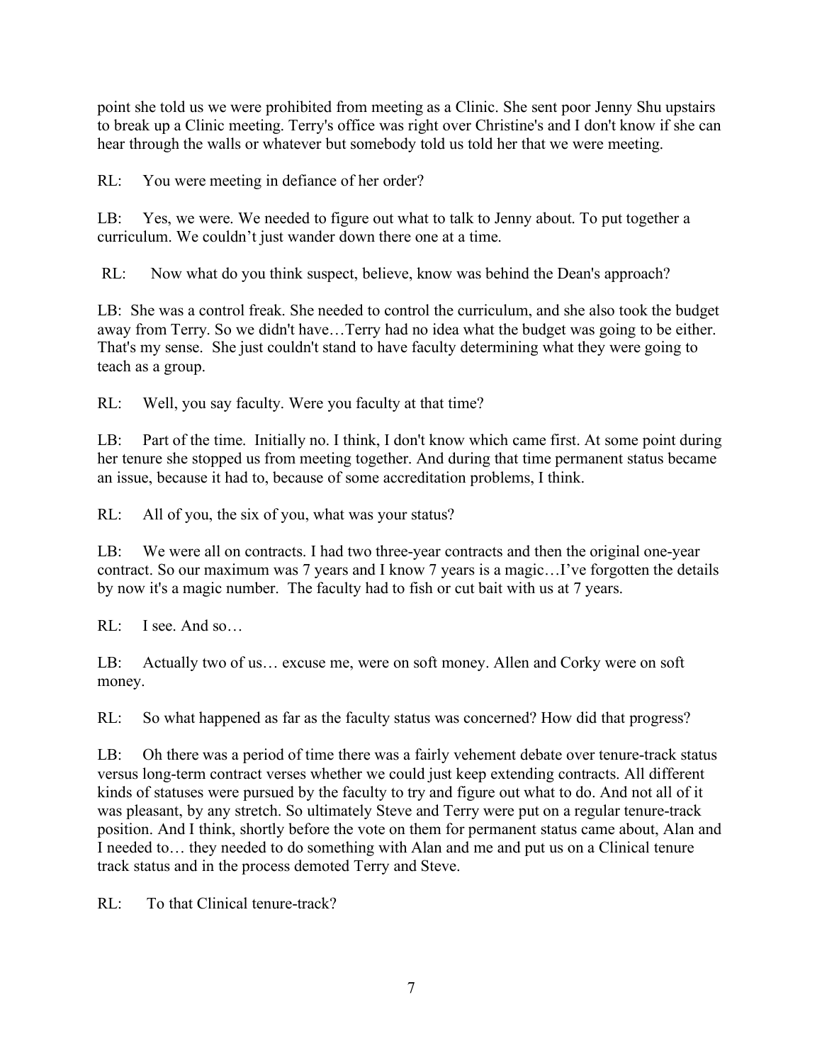point she told us we were prohibited from meeting as a Clinic. She sent poor Jenny Shu upstairs to break up a Clinic meeting. Terry's office was right over Christine's and I don't know if she can hear through the walls or whatever but somebody told us told her that we were meeting.

RL: You were meeting in defiance of her order?

LB: Yes, we were. We needed to figure out what to talk to Jenny about. To put together a curriculum. We couldn't just wander down there one at a time.

RL: Now what do you think suspect, believe, know was behind the Dean's approach?

LB: She was a control freak. She needed to control the curriculum, and she also took the budget away from Terry. So we didn't have…Terry had no idea what the budget was going to be either. That's my sense. She just couldn't stand to have faculty determining what they were going to teach as a group.

RL: Well, you say faculty. Were you faculty at that time?

LB: Part of the time. Initially no. I think, I don't know which came first. At some point during her tenure she stopped us from meeting together. And during that time permanent status became an issue, because it had to, because of some accreditation problems, I think.

RL: All of you, the six of you, what was your status?

LB: We were all on contracts. I had two three-year contracts and then the original one-year contract. So our maximum was 7 years and I know 7 years is a magic…I've forgotten the details by now it's a magic number. The faculty had to fish or cut bait with us at 7 years.

RL: I see. And so…

LB: Actually two of us… excuse me, were on soft money. Allen and Corky were on soft money.

RL: So what happened as far as the faculty status was concerned? How did that progress?

LB: Oh there was a period of time there was a fairly vehement debate over tenure-track status versus long-term contract verses whether we could just keep extending contracts. All different kinds of statuses were pursued by the faculty to try and figure out what to do. And not all of it was pleasant, by any stretch. So ultimately Steve and Terry were put on a regular tenure-track position. And I think, shortly before the vote on them for permanent status came about, Alan and I needed to… they needed to do something with Alan and me and put us on a Clinical tenure track status and in the process demoted Terry and Steve.

RL: To that Clinical tenure-track?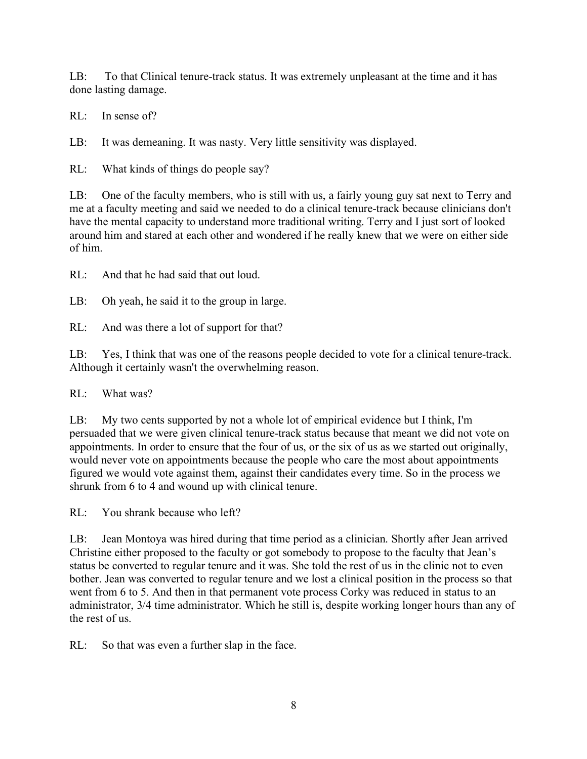LB: To that Clinical tenure-track status. It was extremely unpleasant at the time and it has done lasting damage.

RL: In sense of?

LB: It was demeaning. It was nasty. Very little sensitivity was displayed.

RL: What kinds of things do people say?

LB: One of the faculty members, who is still with us, a fairly young guy sat next to Terry and me at a faculty meeting and said we needed to do a clinical tenure-track because clinicians don't have the mental capacity to understand more traditional writing. Terry and I just sort of looked around him and stared at each other and wondered if he really knew that we were on either side of him.

RL: And that he had said that out loud.

LB: Oh yeah, he said it to the group in large.

RL: And was there a lot of support for that?

LB: Yes, I think that was one of the reasons people decided to vote for a clinical tenure-track. Although it certainly wasn't the overwhelming reason.

RL: What was?

LB: My two cents supported by not a whole lot of empirical evidence but I think, I'm persuaded that we were given clinical tenure-track status because that meant we did not vote on appointments. In order to ensure that the four of us, or the six of us as we started out originally, would never vote on appointments because the people who care the most about appointments figured we would vote against them, against their candidates every time. So in the process we shrunk from 6 to 4 and wound up with clinical tenure.

RL: You shrank because who left?

LB: Jean Montoya was hired during that time period as a clinician. Shortly after Jean arrived Christine either proposed to the faculty or got somebody to propose to the faculty that Jean's status be converted to regular tenure and it was. She told the rest of us in the clinic not to even bother. Jean was converted to regular tenure and we lost a clinical position in the process so that went from 6 to 5. And then in that permanent vote process Corky was reduced in status to an administrator, 3/4 time administrator. Which he still is, despite working longer hours than any of the rest of us.

RL: So that was even a further slap in the face.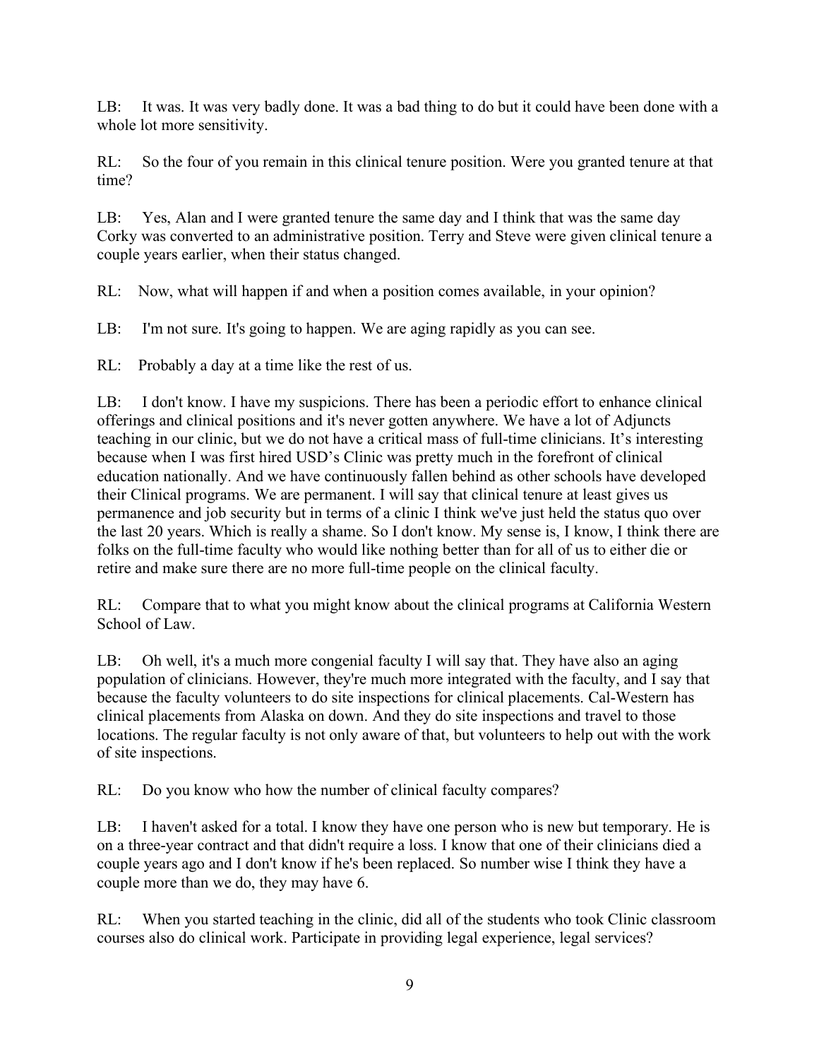LB: It was. It was very badly done. It was a bad thing to do but it could have been done with a whole lot more sensitivity.

RL: So the four of you remain in this clinical tenure position. Were you granted tenure at that time?

LB: Yes, Alan and I were granted tenure the same day and I think that was the same day Corky was converted to an administrative position. Terry and Steve were given clinical tenure a couple years earlier, when their status changed.

RL: Now, what will happen if and when a position comes available, in your opinion?

LB: I'm not sure. It's going to happen. We are aging rapidly as you can see.

RL: Probably a day at a time like the rest of us.

LB: I don't know. I have my suspicions. There has been a periodic effort to enhance clinical offerings and clinical positions and it's never gotten anywhere. We have a lot of Adjuncts teaching in our clinic, but we do not have a critical mass of full-time clinicians. It's interesting because when I was first hired USD's Clinic was pretty much in the forefront of clinical education nationally. And we have continuously fallen behind as other schools have developed their Clinical programs. We are permanent. I will say that clinical tenure at least gives us permanence and job security but in terms of a clinic I think we've just held the status quo over the last 20 years. Which is really a shame. So I don't know. My sense is, I know, I think there are folks on the full-time faculty who would like nothing better than for all of us to either die or retire and make sure there are no more full-time people on the clinical faculty.

RL: Compare that to what you might know about the clinical programs at California Western School of Law.

LB: Oh well, it's a much more congenial faculty I will say that. They have also an aging population of clinicians. However, they're much more integrated with the faculty, and I say that because the faculty volunteers to do site inspections for clinical placements. Cal-Western has clinical placements from Alaska on down. And they do site inspections and travel to those locations. The regular faculty is not only aware of that, but volunteers to help out with the work of site inspections.

RL: Do you know who how the number of clinical faculty compares?

LB: I haven't asked for a total. I know they have one person who is new but temporary. He is on a three-year contract and that didn't require a loss. I know that one of their clinicians died a couple years ago and I don't know if he's been replaced. So number wise I think they have a couple more than we do, they may have 6.

RL: When you started teaching in the clinic, did all of the students who took Clinic classroom courses also do clinical work. Participate in providing legal experience, legal services?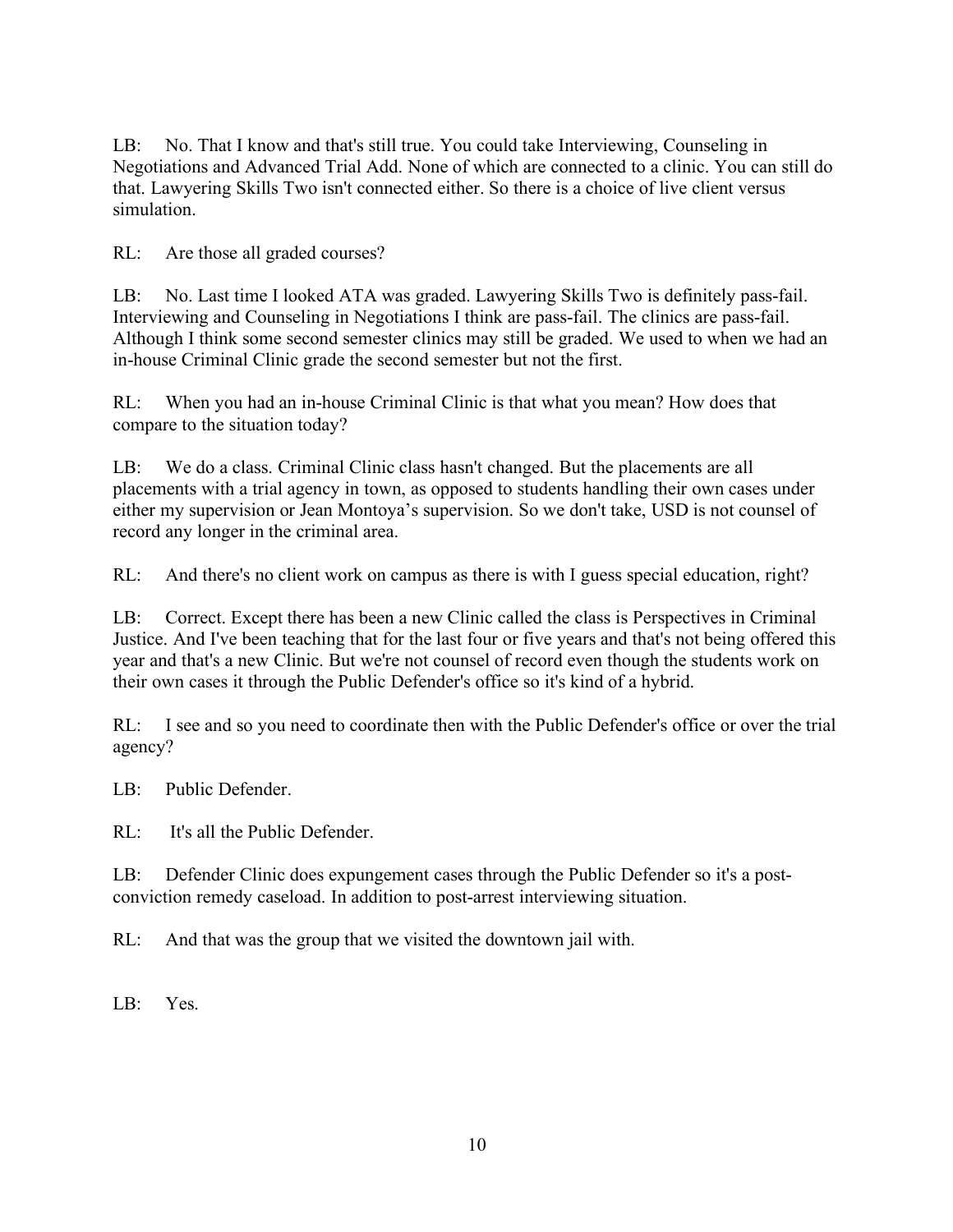LB: No. That I know and that's still true. You could take Interviewing, Counseling in Negotiations and Advanced Trial Add. None of which are connected to a clinic. You can still do that. Lawyering Skills Two isn't connected either. So there is a choice of live client versus simulation.

RL: Are those all graded courses?

LB: No. Last time I looked ATA was graded. Lawyering Skills Two is definitely pass-fail. Interviewing and Counseling in Negotiations I think are pass-fail. The clinics are pass-fail. Although I think some second semester clinics may still be graded. We used to when we had an in-house Criminal Clinic grade the second semester but not the first.

RL: When you had an in-house Criminal Clinic is that what you mean? How does that compare to the situation today?

LB: We do a class. Criminal Clinic class hasn't changed. But the placements are all placements with a trial agency in town, as opposed to students handling their own cases under either my supervision or Jean Montoya's supervision. So we don't take, USD is not counsel of record any longer in the criminal area.

RL: And there's no client work on campus as there is with I guess special education, right?

LB: Correct. Except there has been a new Clinic called the class is Perspectives in Criminal Justice. And I've been teaching that for the last four or five years and that's not being offered this year and that's a new Clinic. But we're not counsel of record even though the students work on their own cases it through the Public Defender's office so it's kind of a hybrid.

RL: I see and so you need to coordinate then with the Public Defender's office or over the trial agency?

LB: Public Defender.

RL: It's all the Public Defender.

LB: Defender Clinic does expungement cases through the Public Defender so it's a post-conviction remedy caseload. In addition to post-arrest interviewing situation.

RL: And that was the group that we visited the downtown jail with.

LB: Yes.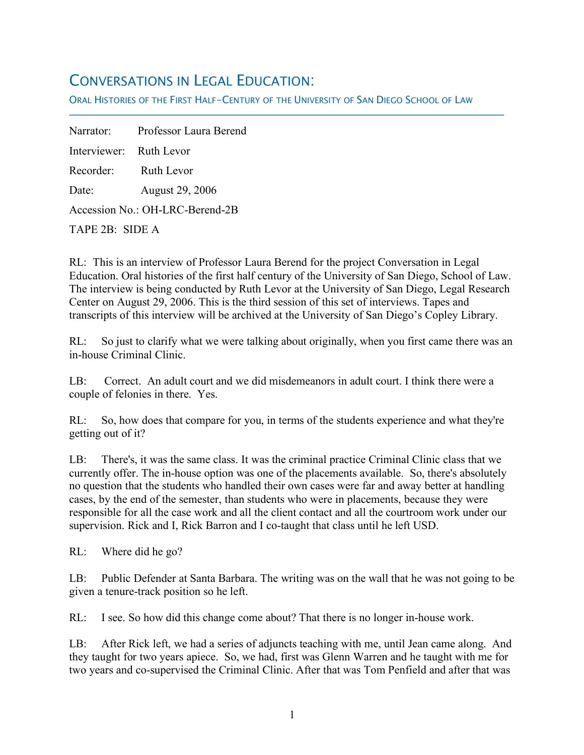# Conversations in Legal Education:

## Oral Histories of the First Half-Century of the University of San Diego School of Law

Narrator: Professor Laura Berend

Interviewer: Ruth Levor

Recorder: Ruth Levor

Date: August 29, 2006

Accession No.: OH-LRC-Berend-2B

TAPE 2B: SIDE A

RL: This is an interview of Professor Laura Berend for the project Conversation in Legal Education. Oral histories of the first half century of the University of San Diego, School of Law. The interview is being conducted by Ruth Levor at the University of San Diego, Legal Research Center on August 29, 2006. This is the third session of this set of interviews. Tapes and transcripts of this interview will be archived at the University of San Diego's Copley Library.

RL: So just to clarify what we were talking about originally, when you first came there was an in-house Criminal Clinic.

LB: Correct. An adult court and we did misdemeanors in adult court. I think there were a couple of felonies in there. Yes.

RL: So, how does that compare for you, in terms of the students experience and what they're getting out of it?

LB: There's, it was the same class. It was the criminal practice Criminal Clinic class that we currently offer. The in-house option was one of the placements available. So, there's absolutely no question that the students who handled their own cases were far and away better at handling cases, by the end of the semester, than students who were in placements, because they were responsible for all the case work and all the client contact and all the courtroom work under our supervision. Rick and I, Rick Barron and I co-taught that class until he left USD.

RL: Where did he go?

LB: Public Defender at Santa Barbara. The writing was on the wall that he was not going to be given a tenure-track position so he left.

RL: I see. So how did this change come about? That there is no longer in-house work.

LB: After Rick left, we had a series of adjuncts teaching with me, until Jean came along. And they taught for two years apiece. So, we had, first was Glenn Warren and he taught with me for two years and co-supervised the Criminal Clinic. After that was Tom Penfield and after that was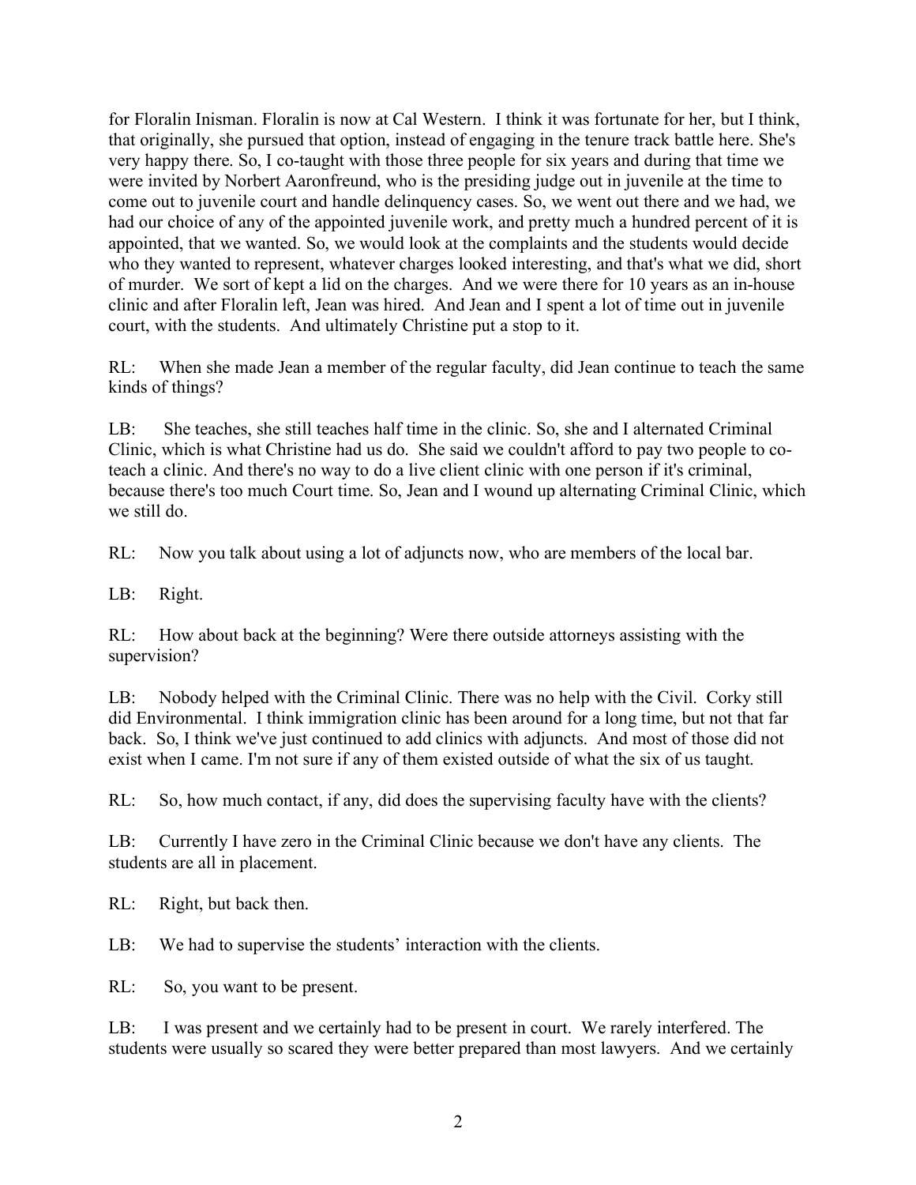for Floralin Inisman. Floralin is now at Cal Western. I think it was fortunate for her, but I think, that originally, she pursued that option, instead of engaging in the tenure track battle here. She's very happy there. So, I co-taught with those three people for six years and during that time we were invited by Norbert Aaronfreund, who is the presiding judge out in juvenile at the time to come out to juvenile court and handle delinquency cases. So, we went out there and we had, we had our choice of any of the appointed juvenile work, and pretty much a hundred percent of it is appointed, that we wanted. So, we would look at the complaints and the students would decide who they wanted to represent, whatever charges looked interesting, and that's what we did, short of murder. We sort of kept a lid on the charges. And we were there for 10 years as an in-house clinic and after Floralin left, Jean was hired. And Jean and I spent a lot of time out in juvenile court, with the students. And ultimately Christine put a stop to it.

RL: When she made Jean a member of the regular faculty, did Jean continue to teach the same kinds of things?

LB: She teaches, she still teaches half time in the clinic. So, she and I alternated Criminal Clinic, which is what Christine had us do. She said we couldn't afford to pay two people to co-teach a clinic. And there's no way to do a live client clinic with one person if it's criminal, because there's too much Court time. So, Jean and I wound up alternating Criminal Clinic, which we still do.

RL: Now you talk about using a lot of adjuncts now, who are members of the local bar.

LB: Right.

RL: How about back at the beginning? Were there outside attorneys assisting with the supervision?

LB: Nobody helped with the Criminal Clinic. There was no help with the Civil. Corky still did Environmental. I think immigration clinic has been around for a long time, but not that far back. So, I think we've just continued to add clinics with adjuncts. And most of those did not exist when I came. I'm not sure if any of them existed outside of what the six of us taught.

RL: So, how much contact, if any, did does the supervising faculty have with the clients?

LB: Currently I have zero in the Criminal Clinic because we don't have any clients. The students are all in placement.

RL: Right, but back then.

LB: We had to supervise the students' interaction with the clients.

RL: So, you want to be present.

LB: I was present and we certainly had to be present in court. We rarely interfered. The students were usually so scared they were better prepared than most lawyers. And we certainly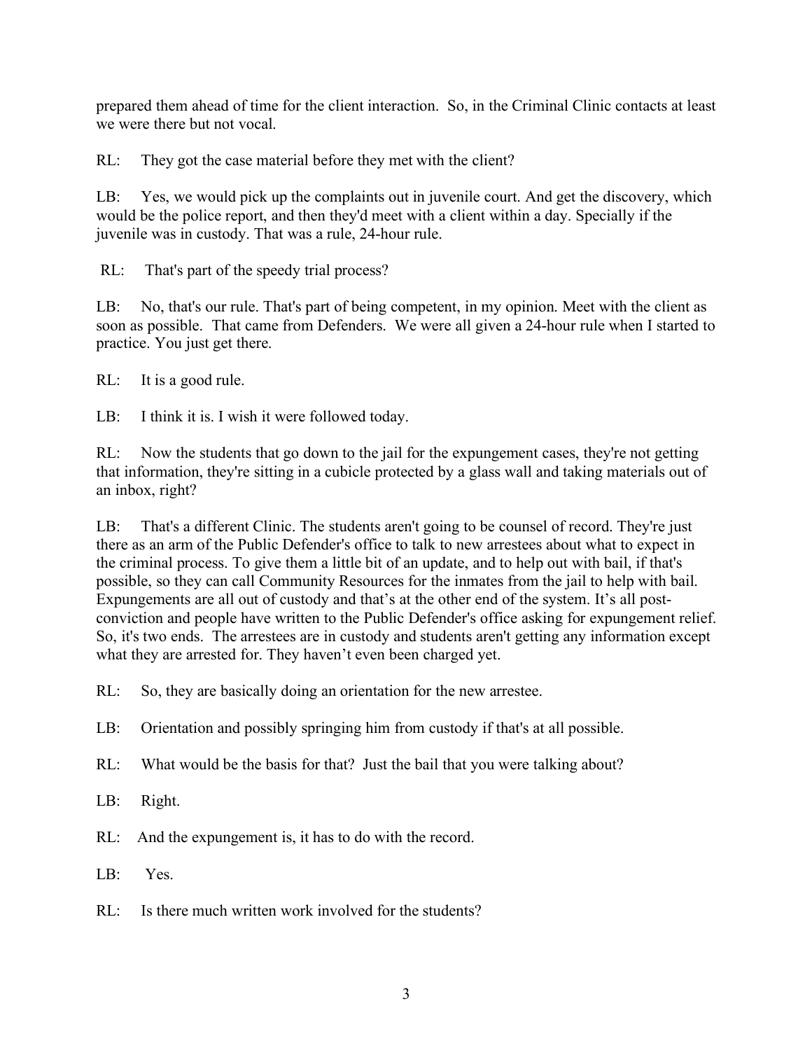prepared them ahead of time for the client interaction. So, in the Criminal Clinic contacts at least we were there but not vocal.

RL: They got the case material before they met with the client?

LB: Yes, we would pick up the complaints out in juvenile court. And get the discovery, which would be the police report, and then they'd meet with a client within a day. Specially if the juvenile was in custody. That was a rule, 24-hour rule.

RL: That's part of the speedy trial process?

LB: No, that's our rule. That's part of being competent, in my opinion. Meet with the client as soon as possible. That came from Defenders. We were all given a 24-hour rule when I started to practice. You just get there.

RL: It is a good rule.

LB: I think it is. I wish it were followed today.

RL: Now the students that go down to the jail for the expungement cases, they're not getting that information, they're sitting in a cubicle protected by a glass wall and taking materials out of an inbox, right?

LB: That's a different Clinic. The students aren't going to be counsel of record. They're just there as an arm of the Public Defender's office to talk to new arrestees about what to expect in the criminal process. To give them a little bit of an update, and to help out with bail, if that's possible, so they can call Community Resources for the inmates from the jail to help with bail. Expungements are all out of custody and that's at the other end of the system. It's all post-conviction and people have written to the Public Defender's office asking for expungement relief. So, it's two ends. The arrestees are in custody and students aren't getting any information except what they are arrested for. They haven't even been charged yet.

RL: So, they are basically doing an orientation for the new arrestee.

LB: Orientation and possibly springing him from custody if that's at all possible.

RL: What would be the basis for that? Just the bail that you were talking about?

LB: Right.

RL: And the expungement is, it has to do with the record.

LB: Yes.

RL: Is there much written work involved for the students?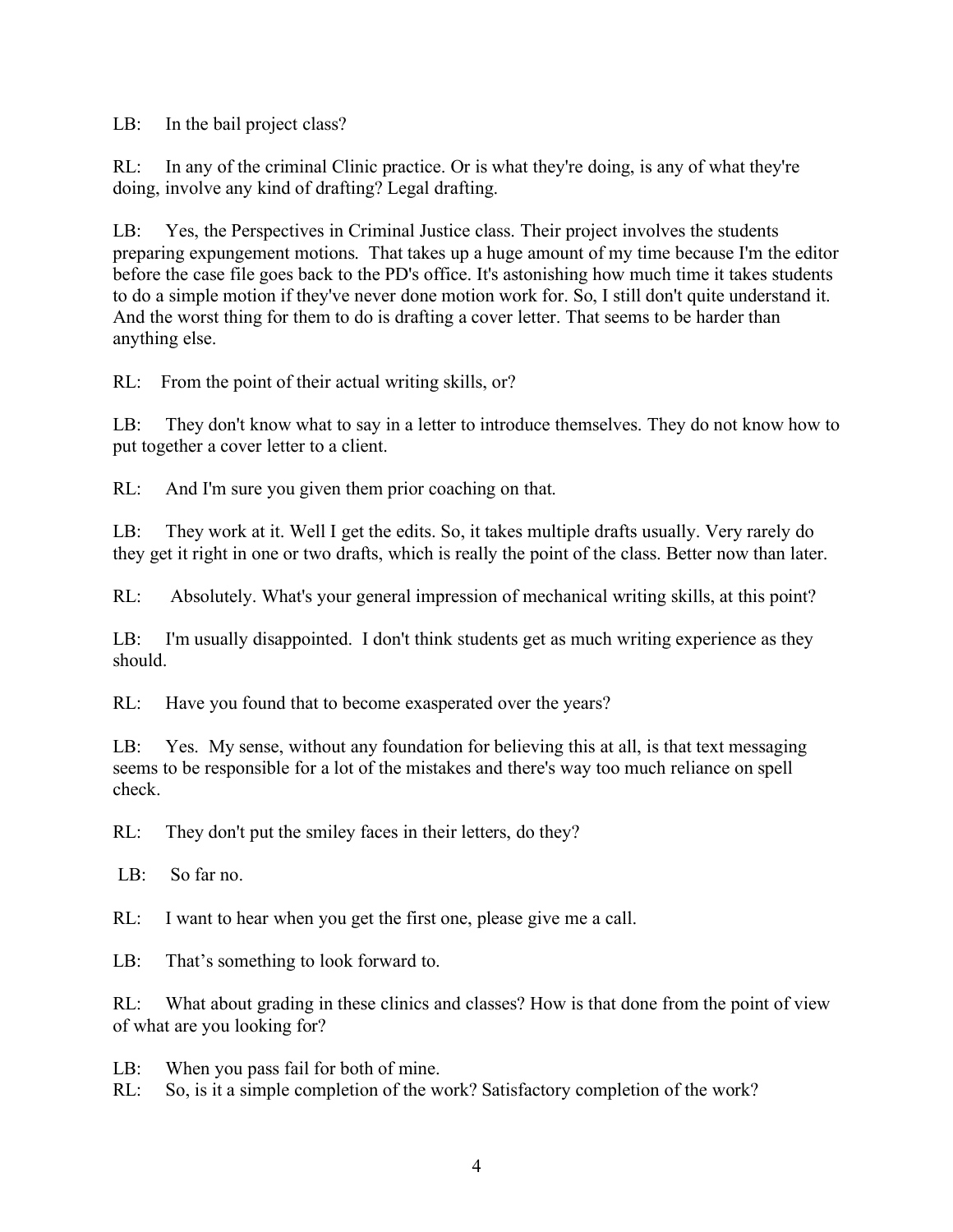LB: In the bail project class?

RL: In any of the criminal Clinic practice. Or is what they're doing, is any of what they're doing, involve any kind of drafting? Legal drafting.

LB: Yes, the Perspectives in Criminal Justice class. Their project involves the students preparing expungement motions. That takes up a huge amount of my time because I'm the editor before the case file goes back to the PD's office. It's astonishing how much time it takes students to do a simple motion if they've never done motion work for. So, I still don't quite understand it. And the worst thing for them to do is drafting a cover letter. That seems to be harder than anything else.

RL: From the point of their actual writing skills, or?

LB: They don't know what to say in a letter to introduce themselves. They do not know how to put together a cover letter to a client.

RL: And I'm sure you given them prior coaching on that.

LB: They work at it. Well I get the edits. So, it takes multiple drafts usually. Very rarely do they get it right in one or two drafts, which is really the point of the class. Better now than later.

RL: Absolutely. What's your general impression of mechanical writing skills, at this point?

LB: I'm usually disappointed. I don't think students get as much writing experience as they should.

RL: Have you found that to become exasperated over the years?

LB: Yes. My sense, without any foundation for believing this at all, is that text messaging seems to be responsible for a lot of the mistakes and there's way too much reliance on spell check.

RL: They don't put the smiley faces in their letters, do they?

LB: So far no.

RL: I want to hear when you get the first one, please give me a call.

LB: That's something to look forward to.

RL: What about grading in these clinics and classes? How is that done from the point of view of what are you looking for?

LB: When you pass fail for both of mine.

RL: So, is it a simple completion of the work? Satisfactory completion of the work?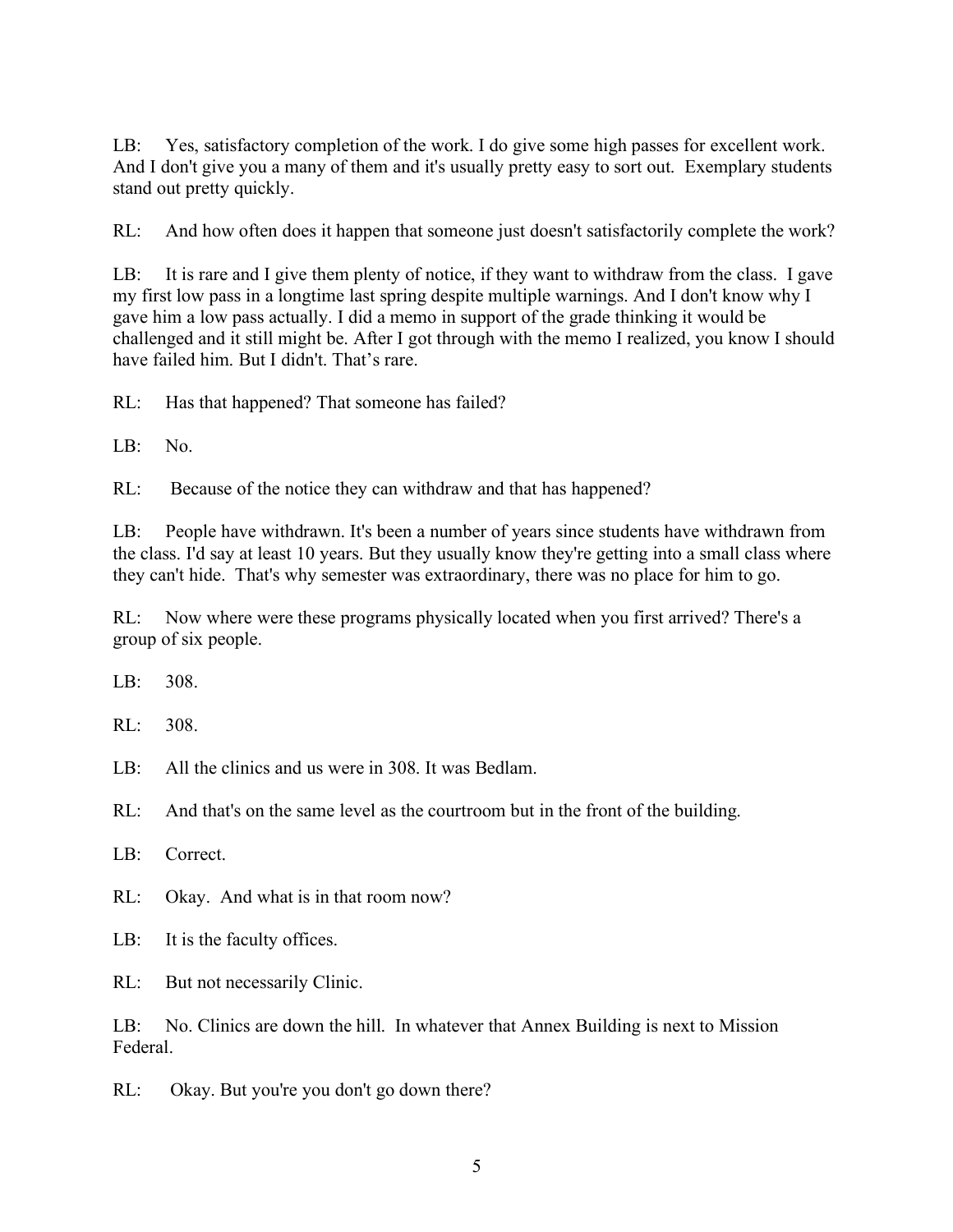LB: Yes, satisfactory completion of the work. I do give some high passes for excellent work. And I don't give you a many of them and it's usually pretty easy to sort out. Exemplary students stand out pretty quickly.

RL: And how often does it happen that someone just doesn't satisfactorily complete the work?

LB: It is rare and I give them plenty of notice, if they want to withdraw from the class. I gave my first low pass in a longtime last spring despite multiple warnings. And I don't know why I gave him a low pass actually. I did a memo in support of the grade thinking it would be challenged and it still might be. After I got through with the memo I realized, you know I should have failed him. But I didn't. That's rare.

RL: Has that happened? That someone has failed?

LB: No.

RL: Because of the notice they can withdraw and that has happened?

LB: People have withdrawn. It's been a number of years since students have withdrawn from the class. I'd say at least 10 years. But they usually know they're getting into a small class where they can't hide. That's why semester was extraordinary, there was no place for him to go.

RL: Now where were these programs physically located when you first arrived? There's a group of six people.

LB: 308.

RL: 308.

LB: All the clinics and us were in 308. It was Bedlam.

RL: And that's on the same level as the courtroom but in the front of the building.

LB: Correct.

RL: Okay. And what is in that room now?

LB: It is the faculty offices.

RL: But not necessarily Clinic.

LB: No. Clinics are down the hill. In whatever that Annex Building is next to Mission Federal.

RL: Okay. But you're you don't go down there?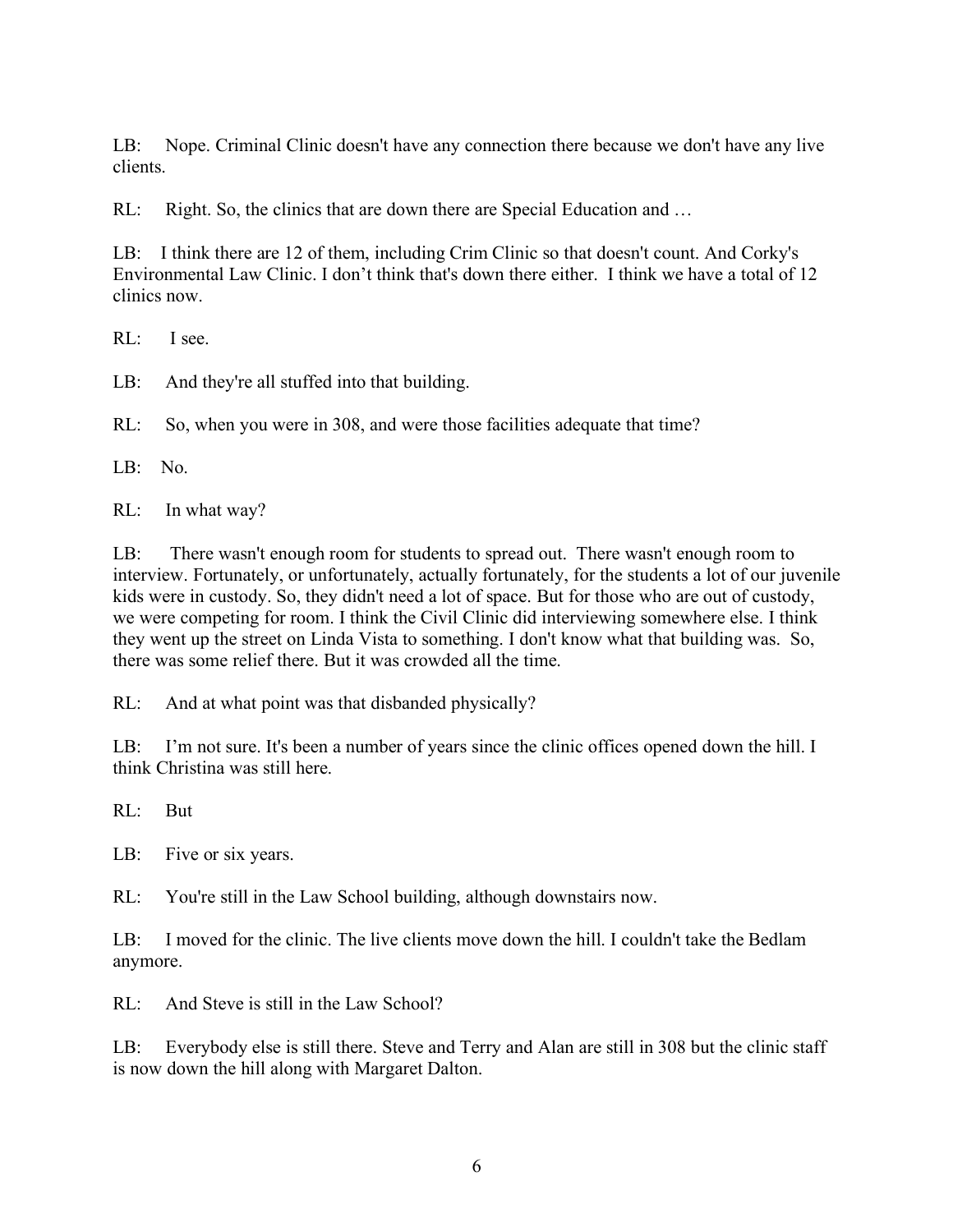LB: Nope. Criminal Clinic doesn't have any connection there because we don't have any live clients.

RL: Right. So, the clinics that are down there are Special Education and …

LB: I think there are 12 of them, including Crim Clinic so that doesn't count. And Corky's Environmental Law Clinic. I don't think that's down there either. I think we have a total of 12 clinics now.

RL: I see.

LB: And they're all stuffed into that building.

RL: So, when you were in 308, and were those facilities adequate that time?

LB: No.

RL: In what way?

LB: There wasn't enough room for students to spread out. There wasn't enough room to interview. Fortunately, or unfortunately, actually fortunately, for the students a lot of our juvenile kids were in custody. So, they didn't need a lot of space. But for those who are out of custody, we were competing for room. I think the Civil Clinic did interviewing somewhere else. I think they went up the street on Linda Vista to something. I don't know what that building was. So, there was some relief there. But it was crowded all the time.

RL: And at what point was that disbanded physically?

LB: I'm not sure. It's been a number of years since the clinic offices opened down the hill. I think Christina was still here.

RL: But

LB: Five or six years.

RL: You're still in the Law School building, although downstairs now.

LB: I moved for the clinic. The live clients move down the hill. I couldn't take the Bedlam anymore.

RL: And Steve is still in the Law School?

LB: Everybody else is still there. Steve and Terry and Alan are still in 308 but the clinic staff is now down the hill along with Margaret Dalton.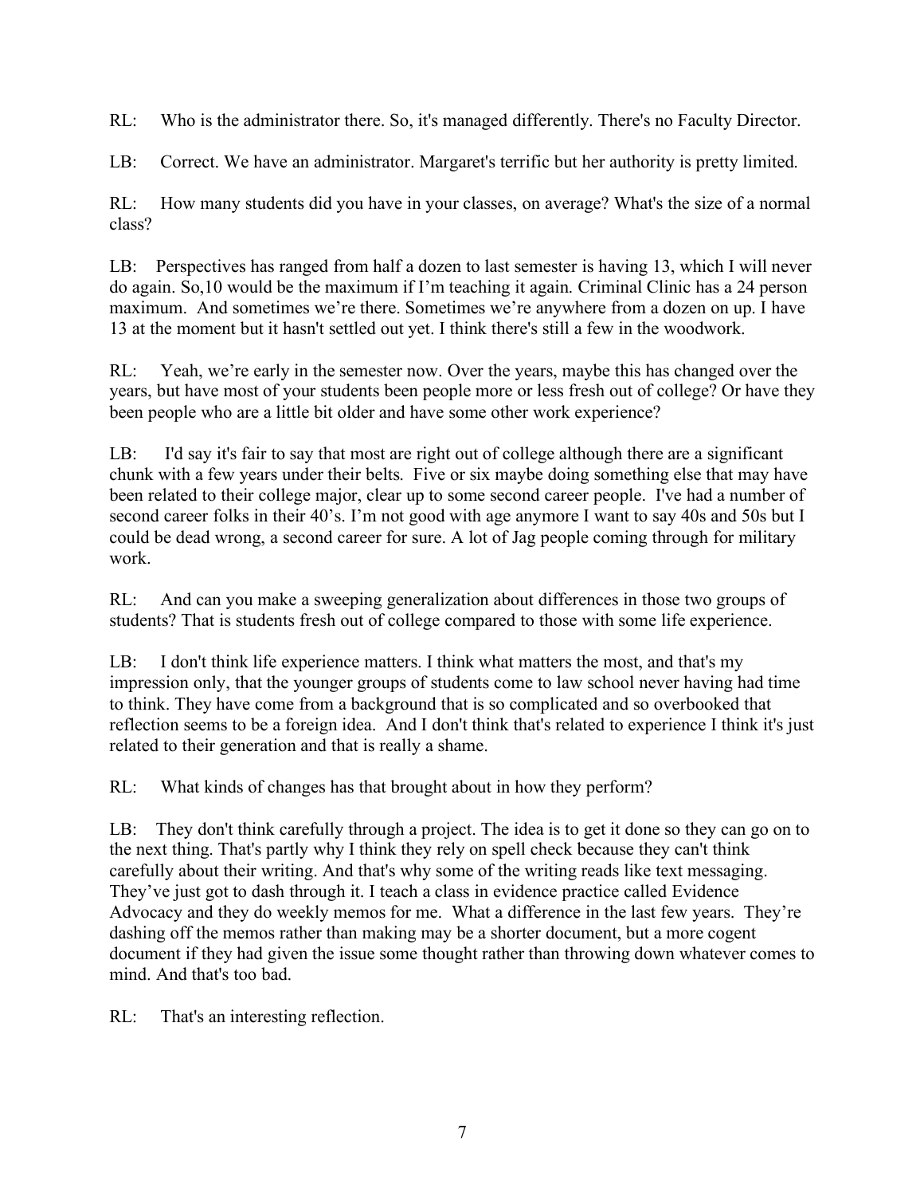RL: Who is the administrator there. So, it's managed differently. There's no Faculty Director.

LB: Correct. We have an administrator. Margaret's terrific but her authority is pretty limited.

RL: How many students did you have in your classes, on average? What's the size of a normal class?

LB: Perspectives has ranged from half a dozen to last semester is having 13, which I will never do again. So,10 would be the maximum if I'm teaching it again. Criminal Clinic has a 24 person maximum. And sometimes we're there. Sometimes we're anywhere from a dozen on up. I have 13 at the moment but it hasn't settled out yet. I think there's still a few in the woodwork.

RL: Yeah, we're early in the semester now. Over the years, maybe this has changed over the years, but have most of your students been people more or less fresh out of college? Or have they been people who are a little bit older and have some other work experience?

LB: I'd say it's fair to say that most are right out of college although there are a significant chunk with a few years under their belts. Five or six maybe doing something else that may have been related to their college major, clear up to some second career people. I've had a number of second career folks in their 40's. I'm not good with age anymore I want to say 40s and 50s but I could be dead wrong, a second career for sure. A lot of Jag people coming through for military work.

RL: And can you make a sweeping generalization about differences in those two groups of students? That is students fresh out of college compared to those with some life experience.

LB: I don't think life experience matters. I think what matters the most, and that's my impression only, that the younger groups of students come to law school never having had time to think. They have come from a background that is so complicated and so overbooked that reflection seems to be a foreign idea. And I don't think that's related to experience I think it's just related to their generation and that is really a shame.

RL: What kinds of changes has that brought about in how they perform?

LB: They don't think carefully through a project. The idea is to get it done so they can go on to the next thing. That's partly why I think they rely on spell check because they can't think carefully about their writing. And that's why some of the writing reads like text messaging. They've just got to dash through it. I teach a class in evidence practice called Evidence Advocacy and they do weekly memos for me. What a difference in the last few years. They're dashing off the memos rather than making may be a shorter document, but a more cogent document if they had given the issue some thought rather than throwing down whatever comes to mind. And that's too bad.

RL: That's an interesting reflection.